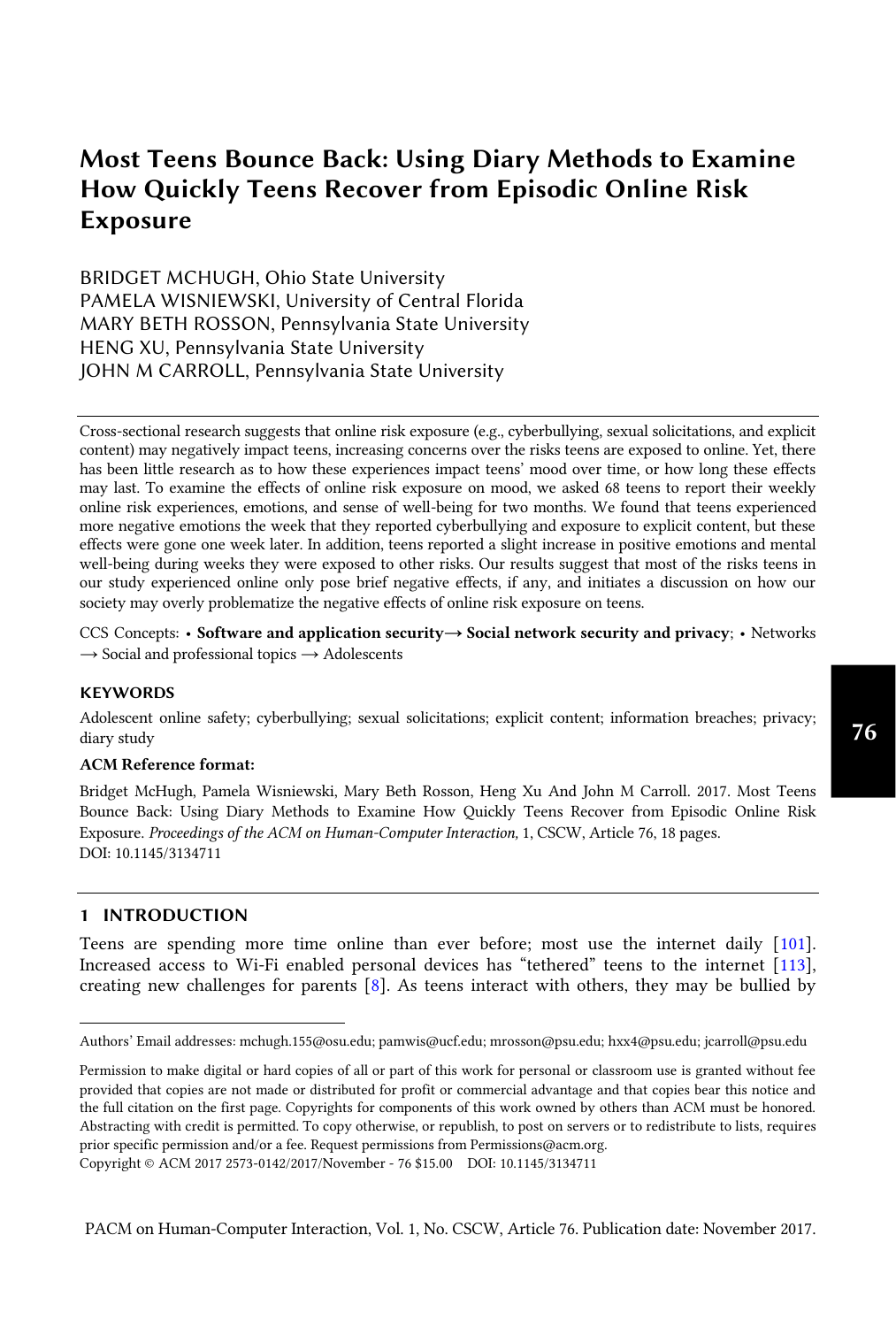# Most Teens Bounce Back: Using Diary Methods to Examine How Quickly Teens Recover from Episodic Online Risk Exposure

BRIDGET MCHUGH, Ohio State University
PAMELA WISNIEWSKI, University of Central Florida
MARY BETH ROSSON, Pennsylvania State University
HENG XU, Pennsylvania State University
JOHN M CARROLL, Pennsylvania State University

Cross-sectional research suggests that online risk exposure (e.g., cyberbullying, sexual solicitations, and explicit content) may negatively impact teens, increasing concerns over the risks teens are exposed to online. Yet, there has been little research as to how these experiences impact teens' mood over time, or how long these effects may last. To examine the effects of online risk exposure on mood, we asked 68 teens to report their weekly online risk experiences, emotions, and sense of well-being for two months. We found that teens experienced more negative emotions the week that they reported cyberbullying and exposure to explicit content, but these effects were gone one week later. In addition, teens reported a slight increase in positive emotions and mental well-being during weeks they were exposed to other risks. Our results suggest that most of the risks teens in our study experienced online only pose brief negative effects, if any, and initiates a discussion on how our society may overly problematize the negative effects of online risk exposure on teens.

CCS Concepts: • **Software and application security→ Social network security and privacy**; • Networks → Social and professional topics → Adolescents

**KEYWORDS**

Adolescent online safety; cyberbullying; sexual solicitations; explicit content; information breaches; privacy; diary study

**ACM Reference format:**

Bridget McHugh, Pamela Wisniewski, Mary Beth Rosson, Heng Xu And John M Carroll. 2017. Most Teens Bounce Back: Using Diary Methods to Examine How Quickly Teens Recover from Episodic Online Risk Exposure. *Proceedings of the ACM on Human-Computer Interaction,* 1, CSCW, Article 76, 18 pages.
DOI: 10.1145/3134711

## 1 INTRODUCTION

Teens are spending more time online than ever before; most use the internet daily [101]. Increased access to Wi-Fi enabled personal devices has "tethered" teens to the internet [113], creating new challenges for parents [8]. As teens interact with others, they may be bullied by

Authors' Email addresses: mchugh.155@osu.edu; pamwis@ucf.edu; mrosson@psu.edu; hxx4@psu.edu; jcarroll@psu.edu

Permission to make digital or hard copies of all or part of this work for personal or classroom use is granted without fee provided that copies are not made or distributed for profit or commercial advantage and that copies bear this notice and the full citation on the first page. Copyrights for components of this work owned by others than ACM must be honored. Abstracting with credit is permitted. To copy otherwise, or republish, to post on servers or to redistribute to lists, requires prior specific permission and/or a fee. Request permissions from Permissions@acm.org.
Copyright © ACM 2017 2573-0142/2017/November - 76 $15.00 DOI: 10.1145/3134711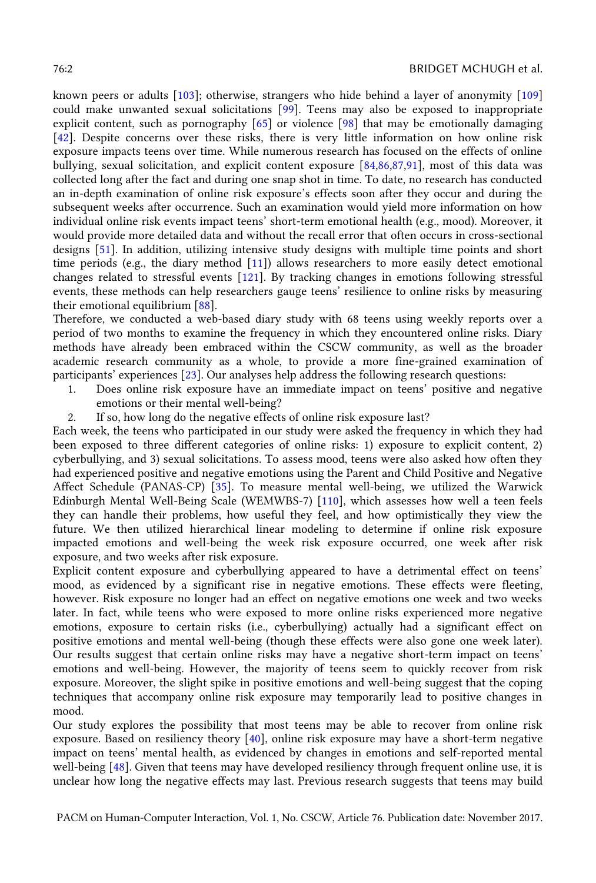known peers or adults [103]; otherwise, strangers who hide behind a layer of anonymity [109] could make unwanted sexual solicitations [99]. Teens may also be exposed to inappropriate explicit content, such as pornography [65] or violence [98] that may be emotionally damaging [42]. Despite concerns over these risks, there is very little information on how online risk exposure impacts teens over time. While numerous research has focused on the effects of online bullying, sexual solicitation, and explicit content exposure [84,86,87,91], most of this data was collected long after the fact and during one snap shot in time. To date, no research has conducted an in-depth examination of online risk exposure's effects soon after they occur and during the subsequent weeks after occurrence. Such an examination would yield more information on how individual online risk events impact teens' short-term emotional health (e.g., mood). Moreover, it would provide more detailed data and without the recall error that often occurs in cross-sectional designs [51]. In addition, utilizing intensive study designs with multiple time points and short time periods (e.g., the diary method [11]) allows researchers to more easily detect emotional changes related to stressful events [121]. By tracking changes in emotions following stressful events, these methods can help researchers gauge teens' resilience to online risks by measuring their emotional equilibrium [88].

Therefore, we conducted a web-based diary study with 68 teens using weekly reports over a period of two months to examine the frequency in which they encountered online risks. Diary methods have already been embraced within the CSCW community, as well as the broader academic research community as a whole, to provide a more fine-grained examination of participants' experiences [23]. Our analyses help address the following research questions:

1. Does online risk exposure have an immediate impact on teens' positive and negative emotions or their mental well-being?
2. If so, how long do the negative effects of online risk exposure last?

Each week, the teens who participated in our study were asked the frequency in which they had been exposed to three different categories of online risks: 1) exposure to explicit content, 2) cyberbullying, and 3) sexual solicitations. To assess mood, teens were also asked how often they had experienced positive and negative emotions using the Parent and Child Positive and Negative Affect Schedule (PANAS-CP) [35]. To measure mental well-being, we utilized the Warwick Edinburgh Mental Well-Being Scale (WEMWBS-7) [110], which assesses how well a teen feels they can handle their problems, how useful they feel, and how optimistically they view the future. We then utilized hierarchical linear modeling to determine if online risk exposure impacted emotions and well-being the week risk exposure occurred, one week after risk exposure, and two weeks after risk exposure.

Explicit content exposure and cyberbullying appeared to have a detrimental effect on teens' mood, as evidenced by a significant rise in negative emotions. These effects were fleeting, however. Risk exposure no longer had an effect on negative emotions one week and two weeks later. In fact, while teens who were exposed to more online risks experienced more negative emotions, exposure to certain risks (i.e., cyberbullying) actually had a significant effect on positive emotions and mental well-being (though these effects were also gone one week later). Our results suggest that certain online risks may have a negative short-term impact on teens' emotions and well-being. However, the majority of teens seem to quickly recover from risk exposure. Moreover, the slight spike in positive emotions and well-being suggest that the coping techniques that accompany online risk exposure may temporarily lead to positive changes in mood.

Our study explores the possibility that most teens may be able to recover from online risk exposure. Based on resiliency theory [40], online risk exposure may have a short-term negative impact on teens' mental health, as evidenced by changes in emotions and self-reported mental well-being [48]. Given that teens may have developed resiliency through frequent online use, it is unclear how long the negative effects may last. Previous research suggests that teens may build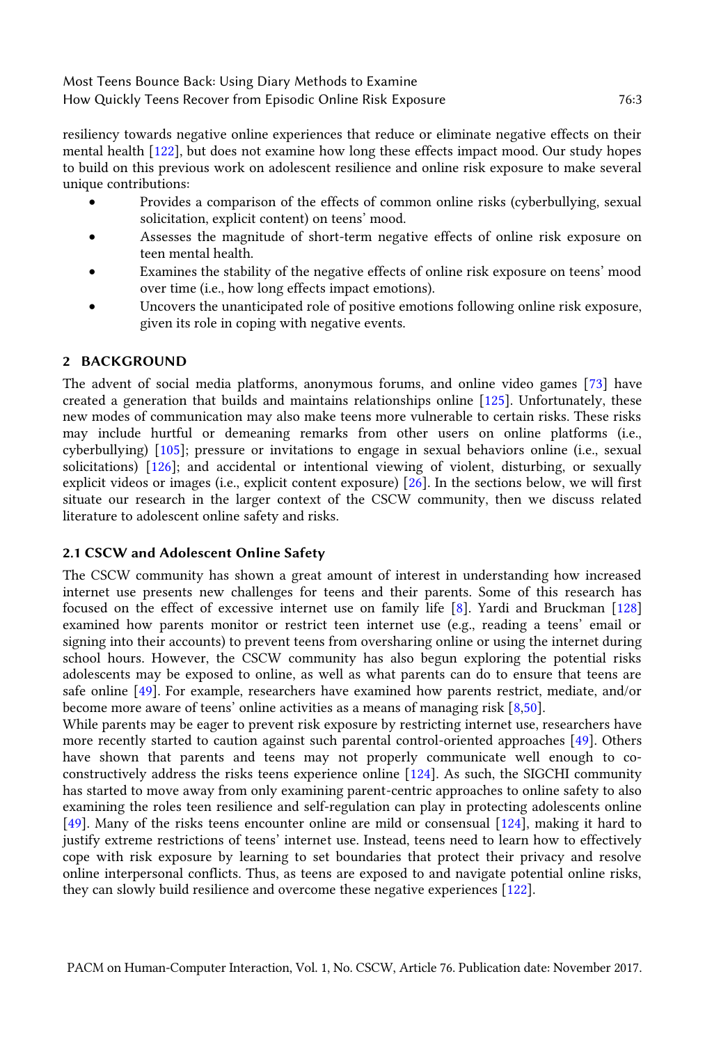resiliency towards negative online experiences that reduce or eliminate negative effects on their mental health [122], but does not examine how long these effects impact mood. Our study hopes to build on this previous work on adolescent resilience and online risk exposure to make several unique contributions:

- Provides a comparison of the effects of common online risks (cyberbullying, sexual solicitation, explicit content) on teens' mood.
- Assesses the magnitude of short-term negative effects of online risk exposure on teen mental health.
- Examines the stability of the negative effects of online risk exposure on teens' mood over time (i.e., how long effects impact emotions).
- Uncovers the unanticipated role of positive emotions following online risk exposure, given its role in coping with negative events.

## 2 BACKGROUND

The advent of social media platforms, anonymous forums, and online video games [73] have created a generation that builds and maintains relationships online [125]. Unfortunately, these new modes of communication may also make teens more vulnerable to certain risks. These risks may include hurtful or demeaning remarks from other users on online platforms (i.e., cyberbullying) [105]; pressure or invitations to engage in sexual behaviors online (i.e., sexual solicitations) [126]; and accidental or intentional viewing of violent, disturbing, or sexually explicit videos or images (i.e., explicit content exposure) [26]. In the sections below, we will first situate our research in the larger context of the CSCW community, then we discuss related literature to adolescent online safety and risks.

### 2.1 CSCW and Adolescent Online Safety

The CSCW community has shown a great amount of interest in understanding how increased internet use presents new challenges for teens and their parents. Some of this research has focused on the effect of excessive internet use on family life [8]. Yardi and Bruckman [128] examined how parents monitor or restrict teen internet use (e.g., reading a teens' email or signing into their accounts) to prevent teens from oversharing online or using the internet during school hours. However, the CSCW community has also begun exploring the potential risks adolescents may be exposed to online, as well as what parents can do to ensure that teens are safe online [49]. For example, researchers have examined how parents restrict, mediate, and/or become more aware of teens' online activities as a means of managing risk [8,50].

While parents may be eager to prevent risk exposure by restricting internet use, researchers have more recently started to caution against such parental control-oriented approaches [49]. Others have shown that parents and teens may not properly communicate well enough to co-constructively address the risks teens experience online [124]. As such, the SIGCHI community has started to move away from only examining parent-centric approaches to online safety to also examining the roles teen resilience and self-regulation can play in protecting adolescents online [49]. Many of the risks teens encounter online are mild or consensual [124], making it hard to justify extreme restrictions of teens' internet use. Instead, teens need to learn how to effectively cope with risk exposure by learning to set boundaries that protect their privacy and resolve online interpersonal conflicts. Thus, as teens are exposed to and navigate potential online risks, they can slowly build resilience and overcome these negative experiences [122].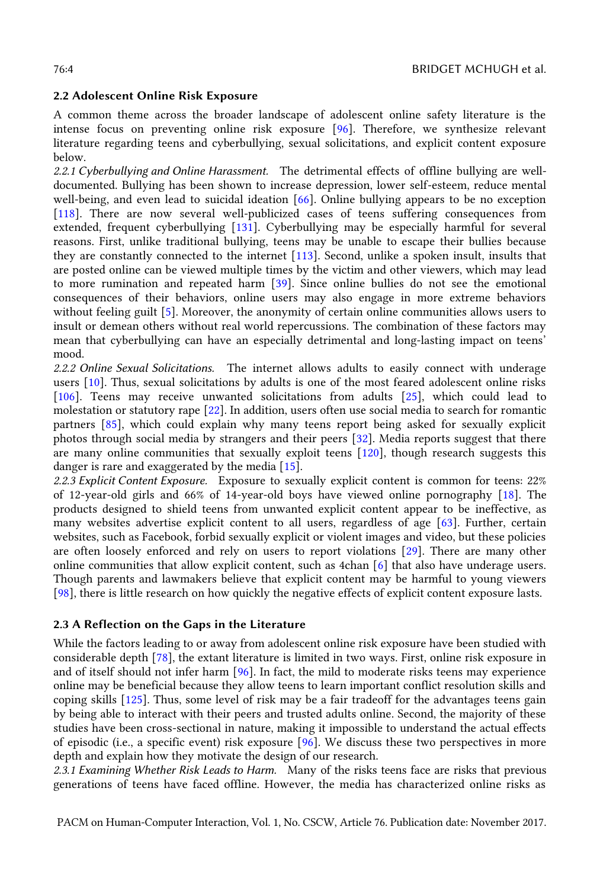## 2.2 Adolescent Online Risk Exposure

A common theme across the broader landscape of adolescent online safety literature is the intense focus on preventing online risk exposure [96]. Therefore, we synthesize relevant literature regarding teens and cyberbullying, sexual solicitations, and explicit content exposure below.

*2.2.1 Cyberbullying and Online Harassment.* The detrimental effects of offline bullying are well-documented. Bullying has been shown to increase depression, lower self-esteem, reduce mental well-being, and even lead to suicidal ideation [66]. Online bullying appears to be no exception [118]. There are now several well-publicized cases of teens suffering consequences from extended, frequent cyberbullying [131]. Cyberbullying may be especially harmful for several reasons. First, unlike traditional bullying, teens may be unable to escape their bullies because they are constantly connected to the internet [113]. Second, unlike a spoken insult, insults that are posted online can be viewed multiple times by the victim and other viewers, which may lead to more rumination and repeated harm [39]. Since online bullies do not see the emotional consequences of their behaviors, online users may also engage in more extreme behaviors without feeling guilt [5]. Moreover, the anonymity of certain online communities allows users to insult or demean others without real world repercussions. The combination of these factors may mean that cyberbullying can have an especially detrimental and long-lasting impact on teens' mood.

*2.2.2 Online Sexual Solicitations.* The internet allows adults to easily connect with underage users [10]. Thus, sexual solicitations by adults is one of the most feared adolescent online risks [106]. Teens may receive unwanted solicitations from adults [25], which could lead to molestation or statutory rape [22]. In addition, users often use social media to search for romantic partners [85], which could explain why many teens report being asked for sexually explicit photos through social media by strangers and their peers [32]. Media reports suggest that there are many online communities that sexually exploit teens [120], though research suggests this danger is rare and exaggerated by the media [15].

*2.2.3 Explicit Content Exposure.* Exposure to sexually explicit content is common for teens: 22% of 12-year-old girls and 66% of 14-year-old boys have viewed online pornography [18]. The products designed to shield teens from unwanted explicit content appear to be ineffective, as many websites advertise explicit content to all users, regardless of age [63]. Further, certain websites, such as Facebook, forbid sexually explicit or violent images and video, but these policies are often loosely enforced and rely on users to report violations [29]. There are many other online communities that allow explicit content, such as 4chan [6] that also have underage users. Though parents and lawmakers believe that explicit content may be harmful to young viewers [98], there is little research on how quickly the negative effects of explicit content exposure lasts.

## 2.3 A Reflection on the Gaps in the Literature

While the factors leading to or away from adolescent online risk exposure have been studied with considerable depth [78], the extant literature is limited in two ways. First, online risk exposure in and of itself should not infer harm [96]. In fact, the mild to moderate risks teens may experience online may be beneficial because they allow teens to learn important conflict resolution skills and coping skills [125]. Thus, some level of risk may be a fair tradeoff for the advantages teens gain by being able to interact with their peers and trusted adults online. Second, the majority of these studies have been cross-sectional in nature, making it impossible to understand the actual effects of episodic (i.e., a specific event) risk exposure [96]. We discuss these two perspectives in more depth and explain how they motivate the design of our research.

*2.3.1 Examining Whether Risk Leads to Harm.* Many of the risks teens face are risks that previous generations of teens have faced offline. However, the media has characterized online risks as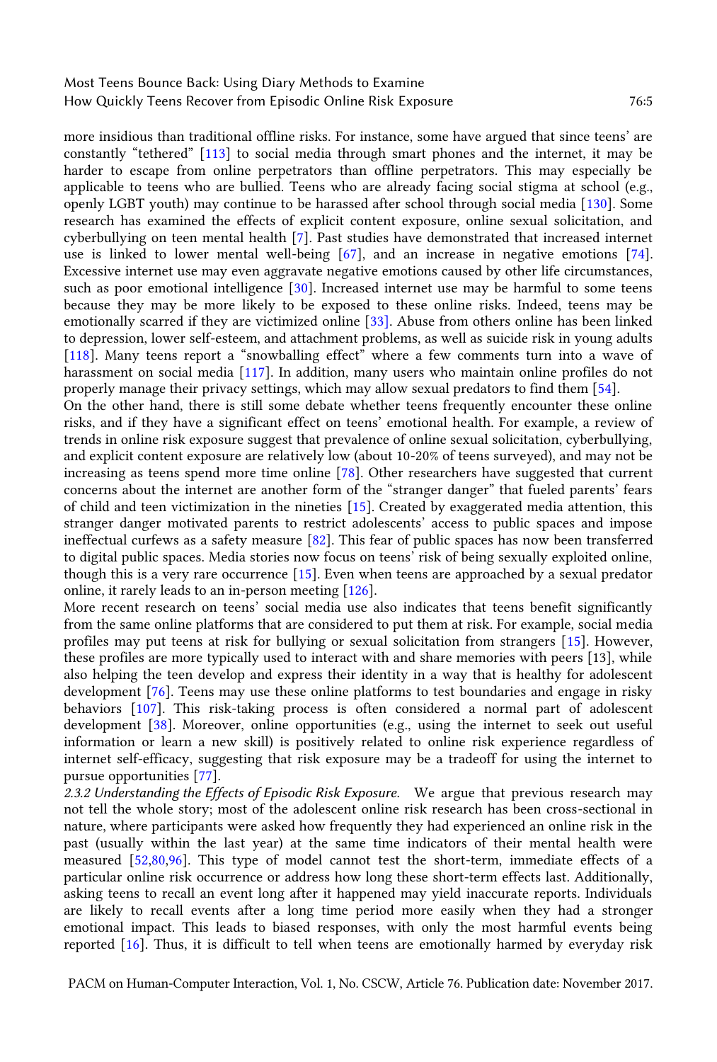more insidious than traditional offline risks. For instance, some have argued that since teens' are constantly "tethered" [113] to social media through smart phones and the internet, it may be harder to escape from online perpetrators than offline perpetrators. This may especially be applicable to teens who are bullied. Teens who are already facing social stigma at school (e.g., openly LGBT youth) may continue to be harassed after school through social media [130]. Some research has examined the effects of explicit content exposure, online sexual solicitation, and cyberbullying on teen mental health [7]. Past studies have demonstrated that increased internet use is linked to lower mental well-being [67], and an increase in negative emotions [74]. Excessive internet use may even aggravate negative emotions caused by other life circumstances, such as poor emotional intelligence [30]. Increased internet use may be harmful to some teens because they may be more likely to be exposed to these online risks. Indeed, teens may be emotionally scarred if they are victimized online [33]. Abuse from others online has been linked to depression, lower self-esteem, and attachment problems, as well as suicide risk in young adults [118]. Many teens report a "snowballing effect" where a few comments turn into a wave of harassment on social media [117]. In addition, many users who maintain online profiles do not properly manage their privacy settings, which may allow sexual predators to find them [54].

On the other hand, there is still some debate whether teens frequently encounter these online risks, and if they have a significant effect on teens' emotional health. For example, a review of trends in online risk exposure suggest that prevalence of online sexual solicitation, cyberbullying, and explicit content exposure are relatively low (about 10-20% of teens surveyed), and may not be increasing as teens spend more time online [78]. Other researchers have suggested that current concerns about the internet are another form of the "stranger danger" that fueled parents' fears of child and teen victimization in the nineties [15]. Created by exaggerated media attention, this stranger danger motivated parents to restrict adolescents' access to public spaces and impose ineffectual curfews as a safety measure [82]. This fear of public spaces has now been transferred to digital public spaces. Media stories now focus on teens' risk of being sexually exploited online, though this is a very rare occurrence [15]. Even when teens are approached by a sexual predator online, it rarely leads to an in-person meeting [126].

More recent research on teens' social media use also indicates that teens benefit significantly from the same online platforms that are considered to put them at risk. For example, social media profiles may put teens at risk for bullying or sexual solicitation from strangers [15]. However, these profiles are more typically used to interact with and share memories with peers [13], while also helping the teen develop and express their identity in a way that is healthy for adolescent development [76]. Teens may use these online platforms to test boundaries and engage in risky behaviors [107]. This risk-taking process is often considered a normal part of adolescent development [38]. Moreover, online opportunities (e.g., using the internet to seek out useful information or learn a new skill) is positively related to online risk experience regardless of internet self-efficacy, suggesting that risk exposure may be a tradeoff for using the internet to pursue opportunities [77].

*2.3.2 Understanding the Effects of Episodic Risk Exposure.* We argue that previous research may not tell the whole story; most of the adolescent online risk research has been cross-sectional in nature, where participants were asked how frequently they had experienced an online risk in the past (usually within the last year) at the same time indicators of their mental health were measured [52,80,96]. This type of model cannot test the short-term, immediate effects of a particular online risk occurrence or address how long these short-term effects last. Additionally, asking teens to recall an event long after it happened may yield inaccurate reports. Individuals are likely to recall events after a long time period more easily when they had a stronger emotional impact. This leads to biased responses, with only the most harmful events being reported [16]. Thus, it is difficult to tell when teens are emotionally harmed by everyday risk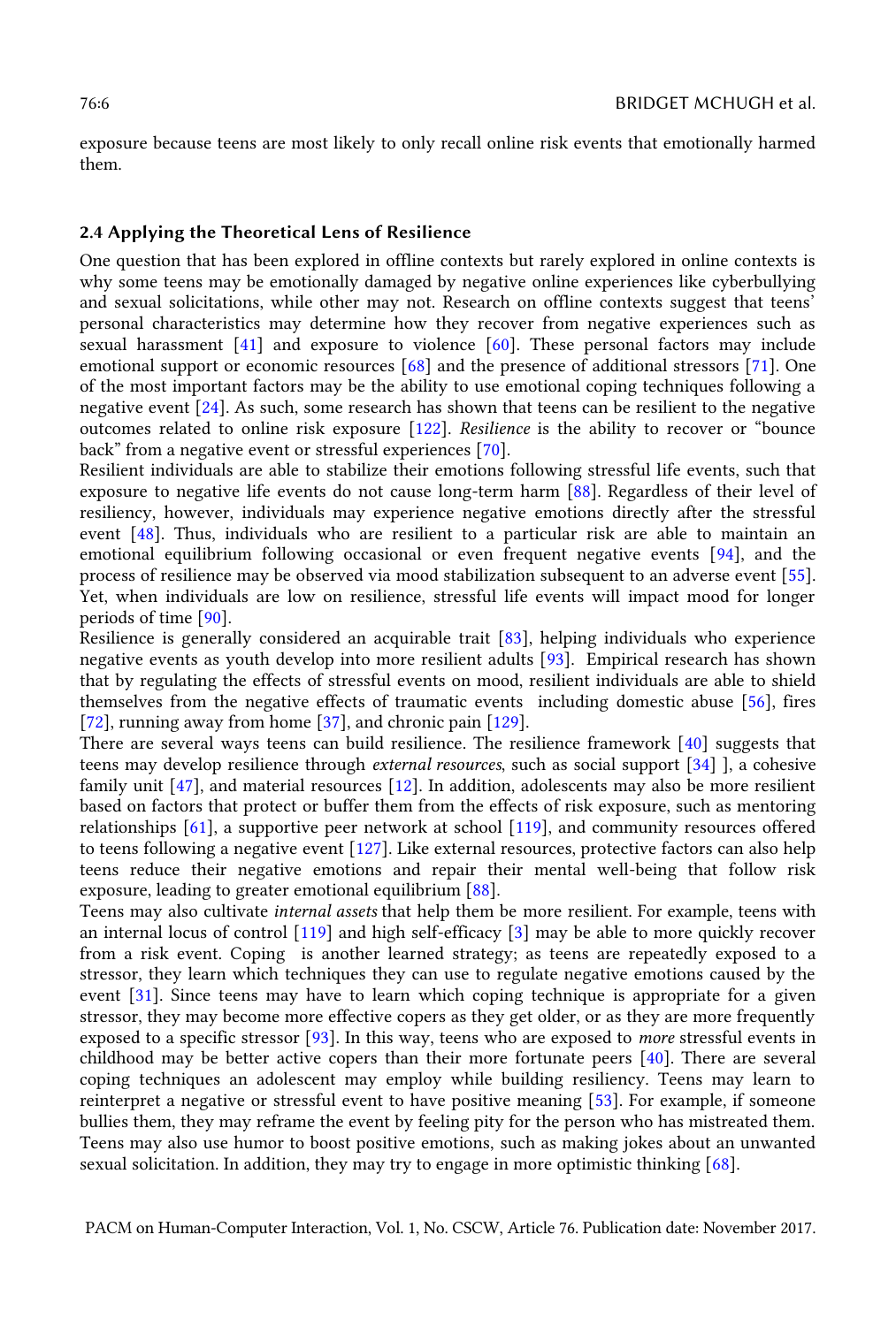exposure because teens are most likely to only recall online risk events that emotionally harmed them.

### 2.4 Applying the Theoretical Lens of Resilience

One question that has been explored in offline contexts but rarely explored in online contexts is why some teens may be emotionally damaged by negative online experiences like cyberbullying and sexual solicitations, while other may not. Research on offline contexts suggest that teens' personal characteristics may determine how they recover from negative experiences such as sexual harassment [41] and exposure to violence [60]. These personal factors may include emotional support or economic resources [68] and the presence of additional stressors [71]. One of the most important factors may be the ability to use emotional coping techniques following a negative event [24]. As such, some research has shown that teens can be resilient to the negative outcomes related to online risk exposure [122]. *Resilience* is the ability to recover or "bounce back" from a negative event or stressful experiences [70].

Resilient individuals are able to stabilize their emotions following stressful life events, such that exposure to negative life events do not cause long-term harm [88]. Regardless of their level of resiliency, however, individuals may experience negative emotions directly after the stressful event [48]. Thus, individuals who are resilient to a particular risk are able to maintain an emotional equilibrium following occasional or even frequent negative events [94], and the process of resilience may be observed via mood stabilization subsequent to an adverse event [55]. Yet, when individuals are low on resilience, stressful life events will impact mood for longer periods of time [90].

Resilience is generally considered an acquirable trait [83], helping individuals who experience negative events as youth develop into more resilient adults [93]. Empirical research has shown that by regulating the effects of stressful events on mood, resilient individuals are able to shield themselves from the negative effects of traumatic events including domestic abuse [56], fires [72], running away from home [37], and chronic pain [129].

There are several ways teens can build resilience. The resilience framework [40] suggests that teens may develop resilience through *external resources*, such as social support [34] ], a cohesive family unit [47], and material resources [12]. In addition, adolescents may also be more resilient based on factors that protect or buffer them from the effects of risk exposure, such as mentoring relationships [61], a supportive peer network at school [119], and community resources offered to teens following a negative event [127]. Like external resources, protective factors can also help teens reduce their negative emotions and repair their mental well-being that follow risk exposure, leading to greater emotional equilibrium [88].

Teens may also cultivate *internal assets* that help them be more resilient. For example, teens with an internal locus of control [119] and high self-efficacy [3] may be able to more quickly recover from a risk event. Coping is another learned strategy; as teens are repeatedly exposed to a stressor, they learn which techniques they can use to regulate negative emotions caused by the event [31]. Since teens may have to learn which coping technique is appropriate for a given stressor, they may become more effective copers as they get older, or as they are more frequently exposed to a specific stressor [93]. In this way, teens who are exposed to *more* stressful events in childhood may be better active copers than their more fortunate peers [40]. There are several coping techniques an adolescent may employ while building resiliency. Teens may learn to reinterpret a negative or stressful event to have positive meaning [53]. For example, if someone bullies them, they may reframe the event by feeling pity for the person who has mistreated them. Teens may also use humor to boost positive emotions, such as making jokes about an unwanted sexual solicitation. In addition, they may try to engage in more optimistic thinking [68].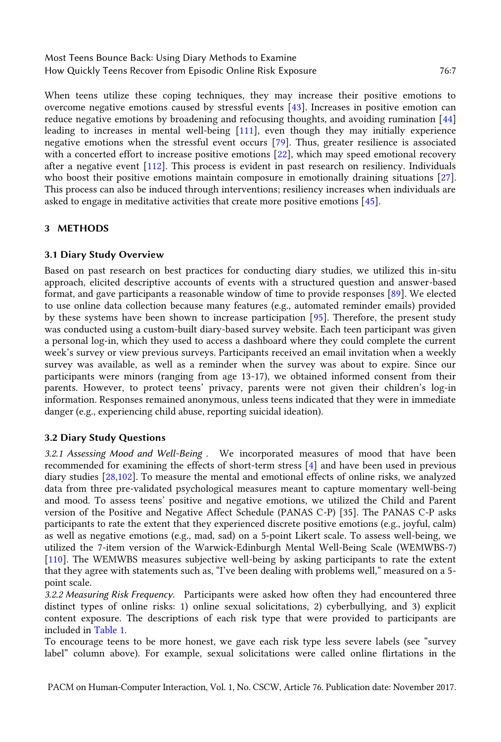When teens utilize these coping techniques, they may increase their positive emotions to overcome negative emotions caused by stressful events [43]. Increases in positive emotion can reduce negative emotions by broadening and refocusing thoughts, and avoiding rumination [44] leading to increases in mental well-being [111], even though they may initially experience negative emotions when the stressful event occurs [79]. Thus, greater resilience is associated with a concerted effort to increase positive emotions [22], which may speed emotional recovery after a negative event [112]. This process is evident in past research on resiliency. Individuals who boost their positive emotions maintain composure in emotionally draining situations [27]. This process can also be induced through interventions; resiliency increases when individuals are asked to engage in meditative activities that create more positive emotions [45].

## 3 METHODS

### 3.1 Diary Study Overview

Based on past research on best practices for conducting diary studies, we utilized this in-situ approach, elicited descriptive accounts of events with a structured question and answer-based format, and gave participants a reasonable window of time to provide responses [89]. We elected to use online data collection because many features (e.g., automated reminder emails) provided by these systems have been shown to increase participation [95]. Therefore, the present study was conducted using a custom-built diary-based survey website. Each teen participant was given a personal log-in, which they used to access a dashboard where they could complete the current week's survey or view previous surveys. Participants received an email invitation when a weekly survey was available, as well as a reminder when the survey was about to expire. Since our participants were minors (ranging from age 13-17), we obtained informed consent from their parents. However, to protect teens' privacy, parents were not given their children's log-in information. Responses remained anonymous, unless teens indicated that they were in immediate danger (e.g., experiencing child abuse, reporting suicidal ideation).

### 3.2 Diary Study Questions

*3.2.1 Assessing Mood and Well-Being .* We incorporated measures of mood that have been recommended for examining the effects of short-term stress [4] and have been used in previous diary studies [28,102]. To measure the mental and emotional effects of online risks, we analyzed data from three pre-validated psychological measures meant to capture momentary well-being and mood. To assess teens' positive and negative emotions, we utilized the Child and Parent version of the Positive and Negative Affect Schedule (PANAS C-P) [35]. The PANAS C-P asks participants to rate the extent that they experienced discrete positive emotions (e.g., joyful, calm) as well as negative emotions (e.g., mad, sad) on a 5-point Likert scale. To assess well-being, we utilized the 7-item version of the Warwick-Edinburgh Mental Well-Being Scale (WEMWBS-7) [110]. The WEMWBS measures subjective well-being by asking participants to rate the extent that they agree with statements such as, "I've been dealing with problems well," measured on a 5-point scale.

*3.2.2 Measuring Risk Frequency.* Participants were asked how often they had encountered three distinct types of online risks: 1) online sexual solicitations, 2) cyberbullying, and 3) explicit content exposure. The descriptions of each risk type that were provided to participants are included in Table 1.

To encourage teens to be more honest, we gave each risk type less severe labels (see "survey label" column above). For example, sexual solicitations were called online flirtations in the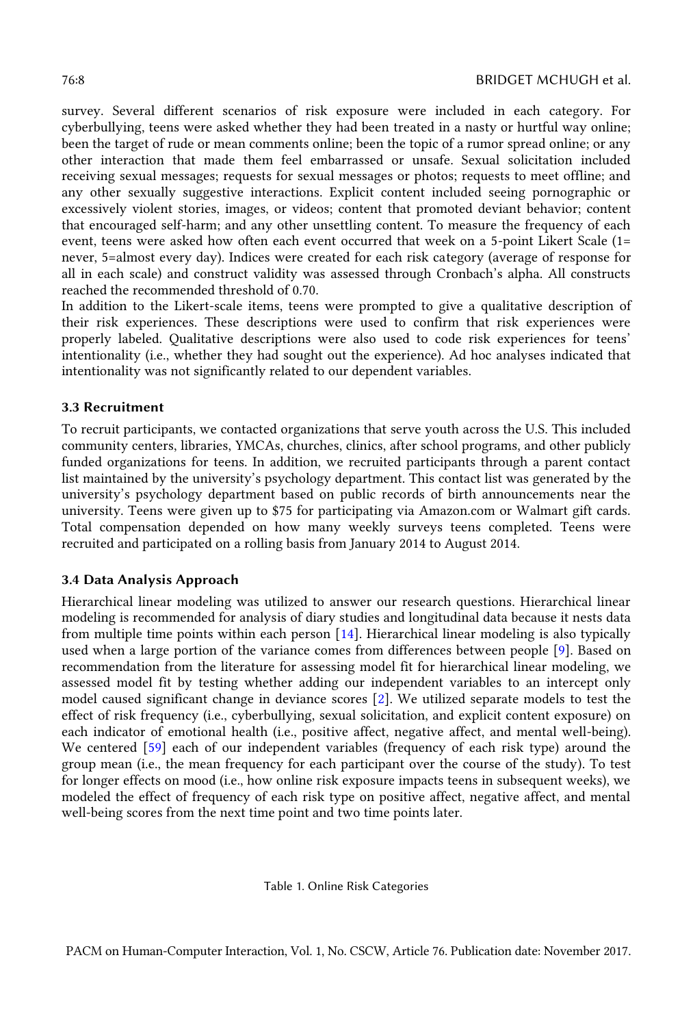survey. Several different scenarios of risk exposure were included in each category. For cyberbullying, teens were asked whether they had been treated in a nasty or hurtful way online; been the target of rude or mean comments online; been the topic of a rumor spread online; or any other interaction that made them feel embarrassed or unsafe. Sexual solicitation included receiving sexual messages; requests for sexual messages or photos; requests to meet offline; and any other sexually suggestive interactions. Explicit content included seeing pornographic or excessively violent stories, images, or videos; content that promoted deviant behavior; content that encouraged self-harm; and any other unsettling content. To measure the frequency of each event, teens were asked how often each event occurred that week on a 5-point Likert Scale (1= never, 5=almost every day). Indices were created for each risk category (average of response for all in each scale) and construct validity was assessed through Cronbach's alpha. All constructs reached the recommended threshold of 0.70.

In addition to the Likert-scale items, teens were prompted to give a qualitative description of their risk experiences. These descriptions were used to confirm that risk experiences were properly labeled. Qualitative descriptions were also used to code risk experiences for teens' intentionality (i.e., whether they had sought out the experience). Ad hoc analyses indicated that intentionality was not significantly related to our dependent variables.

### 3.3 Recruitment

To recruit participants, we contacted organizations that serve youth across the U.S. This included community centers, libraries, YMCAs, churches, clinics, after school programs, and other publicly funded organizations for teens. In addition, we recruited participants through a parent contact list maintained by the university's psychology department. This contact list was generated by the university's psychology department based on public records of birth announcements near the university. Teens were given up to $75 for participating via Amazon.com or Walmart gift cards. Total compensation depended on how many weekly surveys teens completed. Teens were recruited and participated on a rolling basis from January 2014 to August 2014.

### 3.4 Data Analysis Approach

Hierarchical linear modeling was utilized to answer our research questions. Hierarchical linear modeling is recommended for analysis of diary studies and longitudinal data because it nests data from multiple time points within each person [14]. Hierarchical linear modeling is also typically used when a large portion of the variance comes from differences between people [9]. Based on recommendation from the literature for assessing model fit for hierarchical linear modeling, we assessed model fit by testing whether adding our independent variables to an intercept only model caused significant change in deviance scores [2]. We utilized separate models to test the effect of risk frequency (i.e., cyberbullying, sexual solicitation, and explicit content exposure) on each indicator of emotional health (i.e., positive affect, negative affect, and mental well-being). We centered [59] each of our independent variables (frequency of each risk type) around the group mean (i.e., the mean frequency for each participant over the course of the study). To test for longer effects on mood (i.e., how online risk exposure impacts teens in subsequent weeks), we modeled the effect of frequency of each risk type on positive affect, negative affect, and mental well-being scores from the next time point and two time points later.

Table 1. Online Risk Categories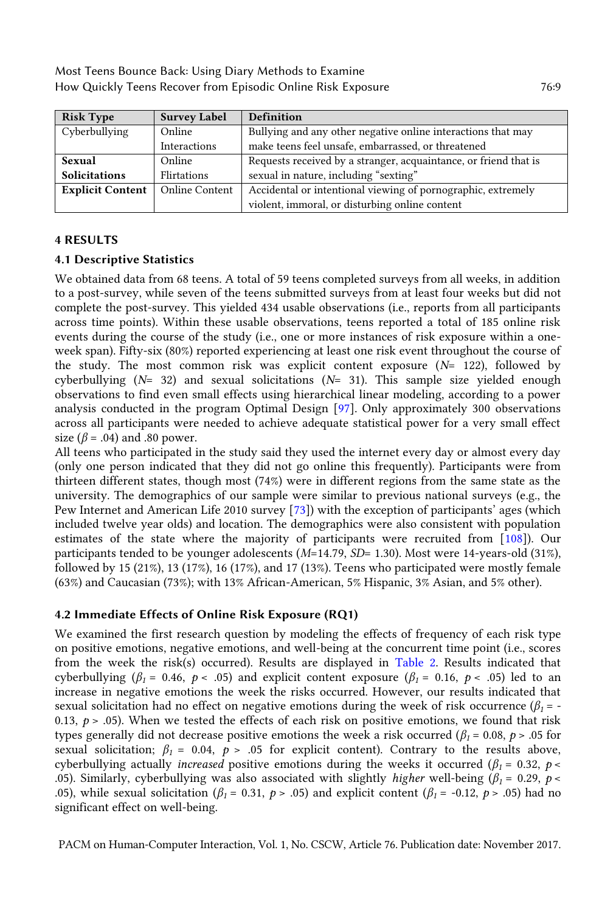| Risk Type | Survey Label | Definition |
|---|---|---|
| Cyberbullying | Online Interactions | Bullying and any other negative online interactions that may make teens feel unsafe, embarrassed, or threatened |
| **Sexual Solicitations** | Online Flirtations | Requests received by a stranger, acquaintance, or friend that is sexual in nature, including "sexting" |
| **Explicit Content** | Online Content | Accidental or intentional viewing of pornographic, extremely violent, immoral, or disturbing online content |

## 4 RESULTS

### 4.1 Descriptive Statistics

We obtained data from 68 teens. A total of 59 teens completed surveys from all weeks, in addition to a post-survey, while seven of the teens submitted surveys from at least four weeks but did not complete the post-survey. This yielded 434 usable observations (i.e., reports from all participants across time points). Within these usable observations, teens reported a total of 185 online risk events during the course of the study (i.e., one or more instances of risk exposure within a one-week span). Fifty-six (80%) reported experiencing at least one risk event throughout the course of the study. The most common risk was explicit content exposure ($N$= 122), followed by cyberbullying ($N$= 32) and sexual solicitations ($N$= 31). This sample size yielded enough observations to find even small effects using hierarchical linear modeling, according to a power analysis conducted in the program Optimal Design [97]. Only approximately 300 observations across all participants were needed to achieve adequate statistical power for a very small effect size ($\beta$ = .04) and .80 power.

All teens who participated in the study said they used the internet every day or almost every day (only one person indicated that they did not go online this frequently). Participants were from thirteen different states, though most (74%) were in different regions from the same state as the university. The demographics of our sample were similar to previous national surveys (e.g., the Pew Internet and American Life 2010 survey [73]) with the exception of participants' ages (which included twelve year olds) and location. The demographics were also consistent with population estimates of the state where the majority of participants were recruited from [108]). Our participants tended to be younger adolescents ($M$=14.79, $SD$= 1.30). Most were 14-years-old (31%), followed by 15 (21%), 13 (17%), 16 (17%), and 17 (13%). Teens who participated were mostly female (63%) and Caucasian (73%); with 13% African-American, 5% Hispanic, 3% Asian, and 5% other).

### 4.2 Immediate Effects of Online Risk Exposure (RQ1)

We examined the first research question by modeling the effects of frequency of each risk type on positive emotions, negative emotions, and well-being at the concurrent time point (i.e., scores from the week the risk(s) occurred). Results are displayed in Table 2. Results indicated that cyberbullying ($\beta_1$ = 0.46, $p$ < .05) and explicit content exposure ($\beta_1$ = 0.16, $p$ < .05) led to an increase in negative emotions the week the risks occurred. However, our results indicated that sexual solicitation had no effect on negative emotions during the week of risk occurrence ($\beta_1$ = -0.13, $p$ > .05). When we tested the effects of each risk on positive emotions, we found that risk types generally did not decrease positive emotions the week a risk occurred ($\beta_1$ = 0.08, $p$ > .05 for sexual solicitation; $\beta_1$ = 0.04, $p$ > .05 for explicit content). Contrary to the results above, cyberbullying actually *increased* positive emotions during the weeks it occurred ($\beta_1$ = 0.32, $p$ < .05). Similarly, cyberbullying was also associated with slightly *higher* well-being ($\beta_1$ = 0.29, $p$ < .05), while sexual solicitation ($\beta_1$ = 0.31, $p$ > .05) and explicit content ($\beta_1$ = -0.12, $p$ > .05) had no significant effect on well-being.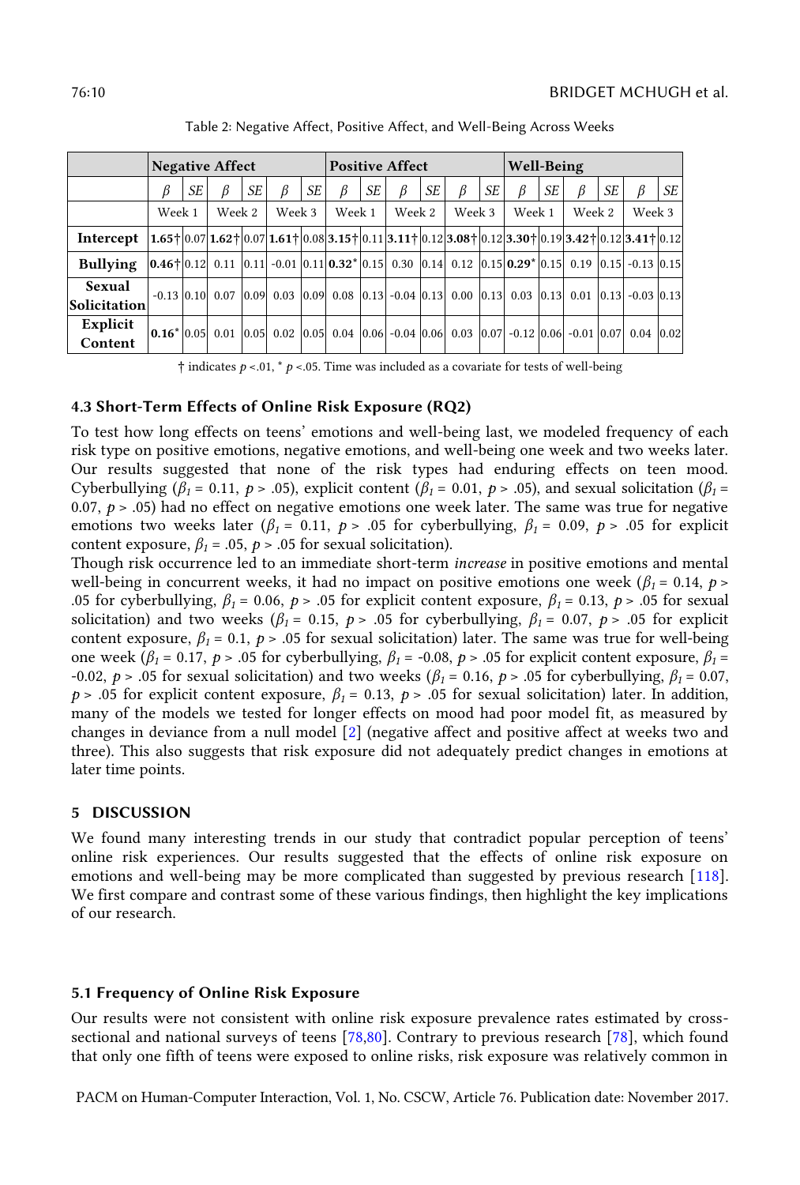Table 2: Negative Affect, Positive Affect, and Well-Being Across Weeks

| | **Negative Affect** | | | | | | **Positive Affect** | | | | | | **Well-Being** | | | | | |
|---|---|---|---|---|---|---|---|---|---|---|---|---|---|---|---|---|---|---|
| | *β* | *SE* | *β* | *SE* | *β* | *SE* | *β* | *SE* | *β* | *SE* | *β* | *SE* | *β* | *SE* | *β* | *SE* | *β* | *SE* |
| | Week 1 | | Week 2 | | Week 3 | | Week 1 | | Week 2 | | Week 3 | | Week 1 | | Week 2 | | Week 3 | |
| **Intercept** | **1.65†** | 0.07 | **1.62†** | 0.07 | **1.61†** | 0.08 | **3.15†** | 0.11 | **3.11†** | 0.12 | **3.08†** | 0.12 | **3.30†** | 0.19 | **3.42†** | 0.12 | **3.41†** | 0.12 |
| **Bullying** | **0.46†** | 0.12 | 0.11 | 0.11 | -0.01 | 0.11 | **0.32*** | 0.15 | 0.30 | 0.14 | 0.12 | 0.15 | **0.29*** | 0.15 | 0.19 | 0.15 | -0.13 | 0.15 |
| **Sexual Solicitation** | -0.13 | 0.10 | 0.07 | 0.09 | 0.03 | 0.09 | 0.08 | 0.13 | -0.04 | 0.13 | 0.00 | 0.13 | 0.03 | 0.13 | 0.01 | 0.13 | -0.03 | 0.13 |
| **Explicit Content** | **0.16*** | 0.05 | 0.01 | 0.05 | 0.02 | 0.05 | 0.04 | 0.06 | -0.04 | 0.06 | 0.03 | 0.07 | -0.12 | 0.06 | -0.01 | 0.07 | 0.04 | 0.02 |

† indicates $p < .01$, * $p < .05$. Time was included as a covariate for tests of well-being

### 4.3 Short-Term Effects of Online Risk Exposure (RQ2)

To test how long effects on teens' emotions and well-being last, we modeled frequency of each risk type on positive emotions, negative emotions, and well-being one week and two weeks later. Our results suggested that none of the risk types had enduring effects on teen mood. Cyberbullying ($\beta_1$ = 0.11, $p > .05$), explicit content ($\beta_1$ = 0.01, $p > .05$), and sexual solicitation ($\beta_1$ = 0.07, $p > .05$) had no effect on negative emotions one week later. The same was true for negative emotions two weeks later ($\beta_1$ = 0.11, $p > .05$ for cyberbullying, $\beta_1$ = 0.09, $p > .05$ for explicit content exposure, $\beta_1$ = .05, $p > .05$ for sexual solicitation).

Though risk occurrence led to an immediate short-term *increase* in positive emotions and mental well-being in concurrent weeks, it had no impact on positive emotions one week ($\beta_1$ = 0.14, $p > .05$ for cyberbullying, $\beta_1$ = 0.06, $p > .05$ for explicit content exposure, $\beta_1$ = 0.13, $p > .05$ for sexual solicitation) and two weeks ($\beta_1$ = 0.15, $p > .05$ for cyberbullying, $\beta_1$ = 0.07, $p > .05$ for explicit content exposure, $\beta_1$ = 0.1, $p > .05$ for sexual solicitation) later. The same was true for well-being one week ($\beta_1$ = 0.17, $p > .05$ for cyberbullying, $\beta_1$ = -0.08, $p > .05$ for explicit content exposure, $\beta_1$ = -0.02, $p > .05$ for sexual solicitation) and two weeks ($\beta_1$ = 0.16, $p > .05$ for cyberbullying, $\beta_1$ = 0.07, $p > .05$ for explicit content exposure, $\beta_1$ = 0.13, $p > .05$ for sexual solicitation) later. In addition, many of the models we tested for longer effects on mood had poor model fit, as measured by changes in deviance from a null model [2] (negative affect and positive affect at weeks two and three). This also suggests that risk exposure did not adequately predict changes in emotions at later time points.

## 5 DISCUSSION

We found many interesting trends in our study that contradict popular perception of teens' online risk experiences. Our results suggested that the effects of online risk exposure on emotions and well-being may be more complicated than suggested by previous research [118]. We first compare and contrast some of these various findings, then highlight the key implications of our research.

### 5.1 Frequency of Online Risk Exposure

Our results were not consistent with online risk exposure prevalence rates estimated by cross-sectional and national surveys of teens [78,80]. Contrary to previous research [78], which found that only one fifth of teens were exposed to online risks, risk exposure was relatively common in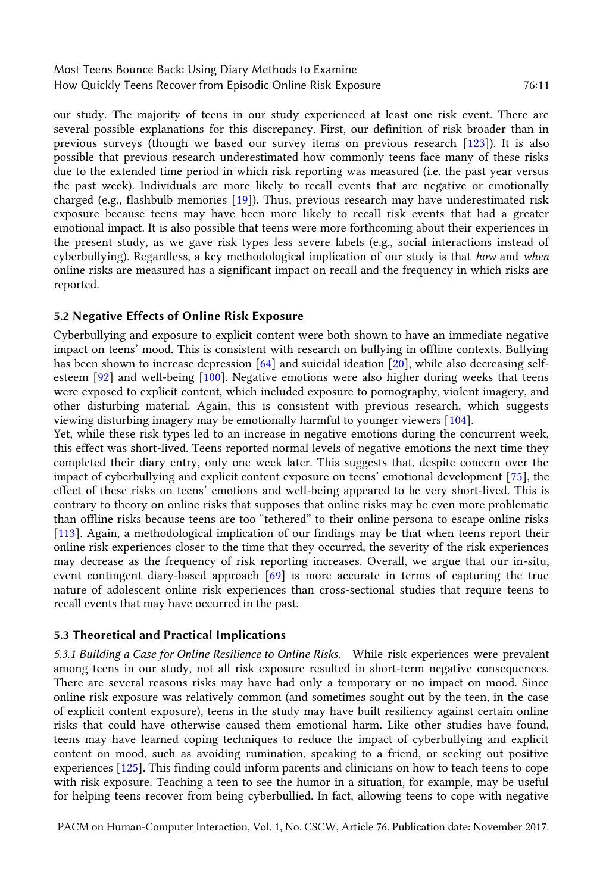our study. The majority of teens in our study experienced at least one risk event. There are several possible explanations for this discrepancy. First, our definition of risk broader than in previous surveys (though we based our survey items on previous research [123]). It is also possible that previous research underestimated how commonly teens face many of these risks due to the extended time period in which risk reporting was measured (i.e. the past year versus the past week). Individuals are more likely to recall events that are negative or emotionally charged (e.g., flashbulb memories [19]). Thus, previous research may have underestimated risk exposure because teens may have been more likely to recall risk events that had a greater emotional impact. It is also possible that teens were more forthcoming about their experiences in the present study, as we gave risk types less severe labels (e.g., social interactions instead of cyberbullying). Regardless, a key methodological implication of our study is that *how* and *when* online risks are measured has a significant impact on recall and the frequency in which risks are reported.

### 5.2 Negative Effects of Online Risk Exposure

Cyberbullying and exposure to explicit content were both shown to have an immediate negative impact on teens' mood. This is consistent with research on bullying in offline contexts. Bullying has been shown to increase depression [64] and suicidal ideation [20], while also decreasing self-esteem [92] and well-being [100]. Negative emotions were also higher during weeks that teens were exposed to explicit content, which included exposure to pornography, violent imagery, and other disturbing material. Again, this is consistent with previous research, which suggests viewing disturbing imagery may be emotionally harmful to younger viewers [104].

Yet, while these risk types led to an increase in negative emotions during the concurrent week, this effect was short-lived. Teens reported normal levels of negative emotions the next time they completed their diary entry, only one week later. This suggests that, despite concern over the impact of cyberbullying and explicit content exposure on teens' emotional development [75], the effect of these risks on teens' emotions and well-being appeared to be very short-lived. This is contrary to theory on online risks that supposes that online risks may be even more problematic than offline risks because teens are too "tethered" to their online persona to escape online risks [113]. Again, a methodological implication of our findings may be that when teens report their online risk experiences closer to the time that they occurred, the severity of the risk experiences may decrease as the frequency of risk reporting increases. Overall, we argue that our in-situ, event contingent diary-based approach [69] is more accurate in terms of capturing the true nature of adolescent online risk experiences than cross-sectional studies that require teens to recall events that may have occurred in the past.

### 5.3 Theoretical and Practical Implications

*5.3.1 Building a Case for Online Resilience to Online Risks.* While risk experiences were prevalent among teens in our study, not all risk exposure resulted in short-term negative consequences. There are several reasons risks may have had only a temporary or no impact on mood. Since online risk exposure was relatively common (and sometimes sought out by the teen, in the case of explicit content exposure), teens in the study may have built resiliency against certain online risks that could have otherwise caused them emotional harm. Like other studies have found, teens may have learned coping techniques to reduce the impact of cyberbullying and explicit content on mood, such as avoiding rumination, speaking to a friend, or seeking out positive experiences [125]. This finding could inform parents and clinicians on how to teach teens to cope with risk exposure. Teaching a teen to see the humor in a situation, for example, may be useful for helping teens recover from being cyberbullied. In fact, allowing teens to cope with negative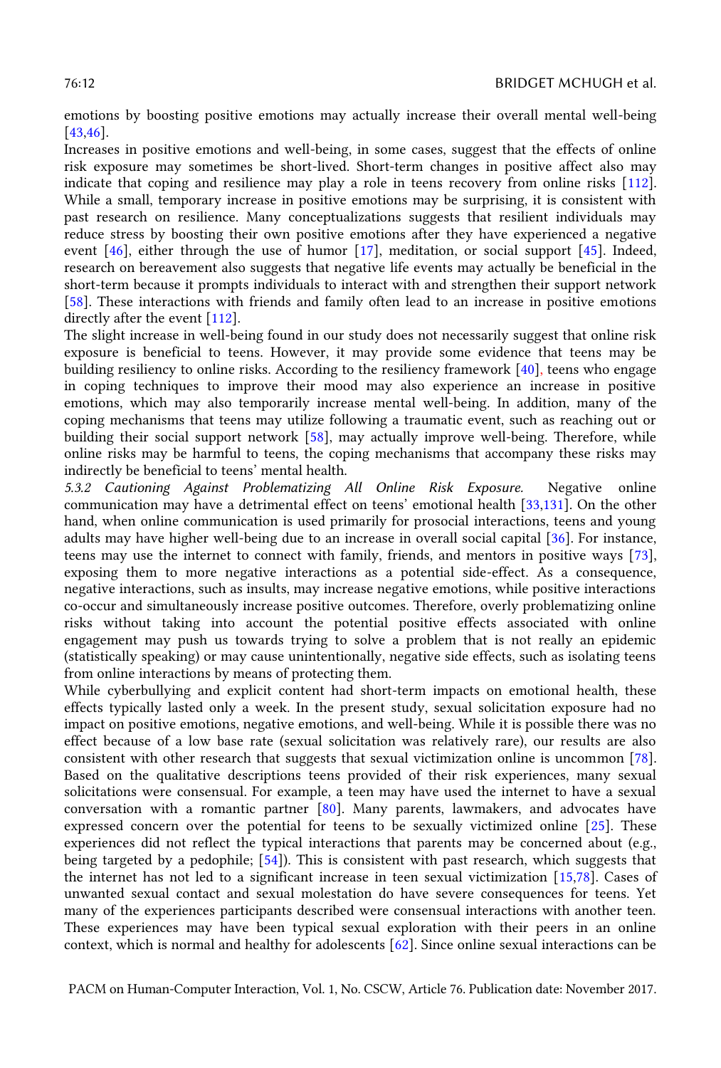emotions by boosting positive emotions may actually increase their overall mental well-being [43,46].

Increases in positive emotions and well-being, in some cases, suggest that the effects of online risk exposure may sometimes be short-lived. Short-term changes in positive affect also may indicate that coping and resilience may play a role in teens recovery from online risks [112]. While a small, temporary increase in positive emotions may be surprising, it is consistent with past research on resilience. Many conceptualizations suggests that resilient individuals may reduce stress by boosting their own positive emotions after they have experienced a negative event [46], either through the use of humor [17], meditation, or social support [45]. Indeed, research on bereavement also suggests that negative life events may actually be beneficial in the short-term because it prompts individuals to interact with and strengthen their support network [58]. These interactions with friends and family often lead to an increase in positive emotions directly after the event [112].

The slight increase in well-being found in our study does not necessarily suggest that online risk exposure is beneficial to teens. However, it may provide some evidence that teens may be building resiliency to online risks. According to the resiliency framework [40], teens who engage in coping techniques to improve their mood may also experience an increase in positive emotions, which may also temporarily increase mental well-being. In addition, many of the coping mechanisms that teens may utilize following a traumatic event, such as reaching out or building their social support network [58], may actually improve well-being. Therefore, while online risks may be harmful to teens, the coping mechanisms that accompany these risks may indirectly be beneficial to teens' mental health.

*5.3.2 Cautioning Against Problematizing All Online Risk Exposure.* Negative online communication may have a detrimental effect on teens' emotional health [33,131]. On the other hand, when online communication is used primarily for prosocial interactions, teens and young adults may have higher well-being due to an increase in overall social capital [36]. For instance, teens may use the internet to connect with family, friends, and mentors in positive ways [73], exposing them to more negative interactions as a potential side-effect. As a consequence, negative interactions, such as insults, may increase negative emotions, while positive interactions co-occur and simultaneously increase positive outcomes. Therefore, overly problematizing online risks without taking into account the potential positive effects associated with online engagement may push us towards trying to solve a problem that is not really an epidemic (statistically speaking) or may cause unintentionally, negative side effects, such as isolating teens from online interactions by means of protecting them.

While cyberbullying and explicit content had short-term impacts on emotional health, these effects typically lasted only a week. In the present study, sexual solicitation exposure had no impact on positive emotions, negative emotions, and well-being. While it is possible there was no effect because of a low base rate (sexual solicitation was relatively rare), our results are also consistent with other research that suggests that sexual victimization online is uncommon [78]. Based on the qualitative descriptions teens provided of their risk experiences, many sexual solicitations were consensual. For example, a teen may have used the internet to have a sexual conversation with a romantic partner [80]. Many parents, lawmakers, and advocates have expressed concern over the potential for teens to be sexually victimized online [25]. These experiences did not reflect the typical interactions that parents may be concerned about (e.g., being targeted by a pedophile; [54]). This is consistent with past research, which suggests that the internet has not led to a significant increase in teen sexual victimization [15,78]. Cases of unwanted sexual contact and sexual molestation do have severe consequences for teens. Yet many of the experiences participants described were consensual interactions with another teen. These experiences may have been typical sexual exploration with their peers in an online context, which is normal and healthy for adolescents [62]. Since online sexual interactions can be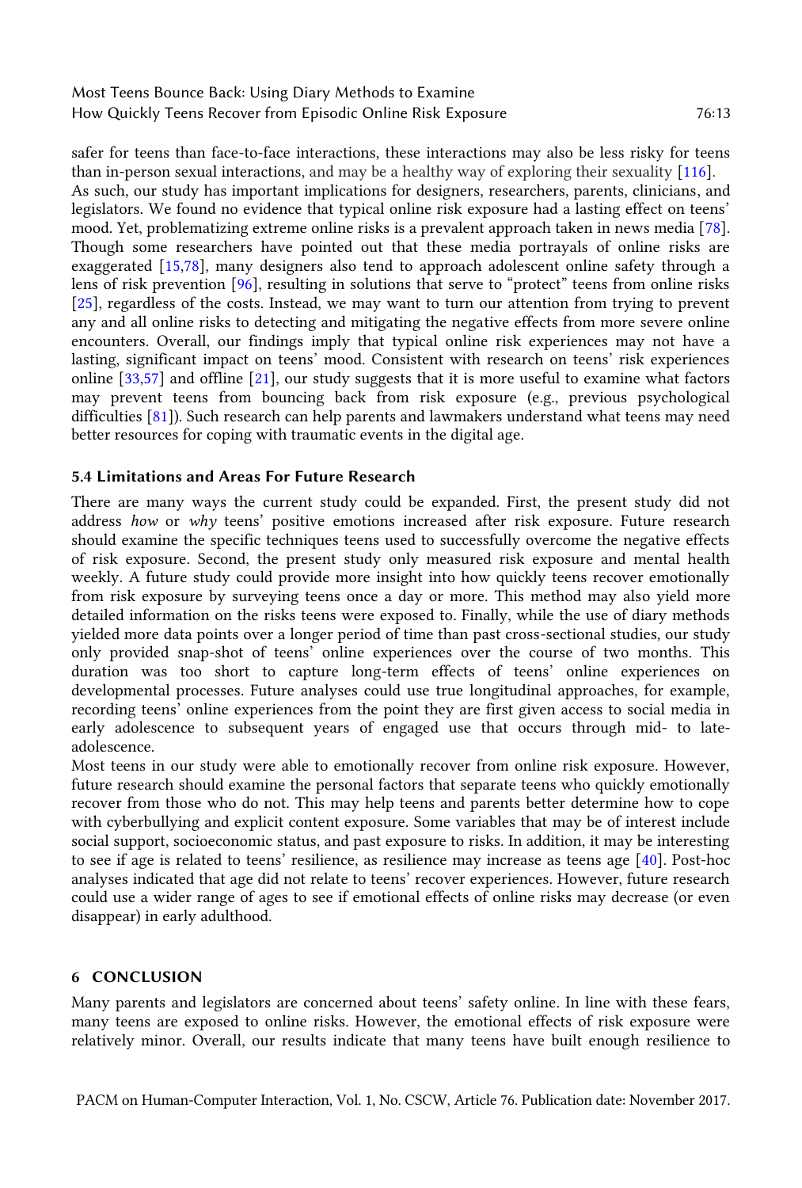safer for teens than face-to-face interactions, these interactions may also be less risky for teens than in-person sexual interactions, and may be a healthy way of exploring their sexuality [116].

As such, our study has important implications for designers, researchers, parents, clinicians, and legislators. We found no evidence that typical online risk exposure had a lasting effect on teens' mood. Yet, problematizing extreme online risks is a prevalent approach taken in news media [78]. Though some researchers have pointed out that these media portrayals of online risks are exaggerated [15,78], many designers also tend to approach adolescent online safety through a lens of risk prevention [96], resulting in solutions that serve to "protect" teens from online risks [25], regardless of the costs. Instead, we may want to turn our attention from trying to prevent any and all online risks to detecting and mitigating the negative effects from more severe online encounters. Overall, our findings imply that typical online risk experiences may not have a lasting, significant impact on teens' mood. Consistent with research on teens' risk experiences online [33,57] and offline [21], our study suggests that it is more useful to examine what factors may prevent teens from bouncing back from risk exposure (e.g., previous psychological difficulties [81]). Such research can help parents and lawmakers understand what teens may need better resources for coping with traumatic events in the digital age.

### 5.4 Limitations and Areas For Future Research

There are many ways the current study could be expanded. First, the present study did not address *how* or *why* teens' positive emotions increased after risk exposure. Future research should examine the specific techniques teens used to successfully overcome the negative effects of risk exposure. Second, the present study only measured risk exposure and mental health weekly. A future study could provide more insight into how quickly teens recover emotionally from risk exposure by surveying teens once a day or more. This method may also yield more detailed information on the risks teens were exposed to. Finally, while the use of diary methods yielded more data points over a longer period of time than past cross-sectional studies, our study only provided snap-shot of teens' online experiences over the course of two months. This duration was too short to capture long-term effects of teens' online experiences on developmental processes. Future analyses could use true longitudinal approaches, for example, recording teens' online experiences from the point they are first given access to social media in early adolescence to subsequent years of engaged use that occurs through mid- to late-adolescence.

Most teens in our study were able to emotionally recover from online risk exposure. However, future research should examine the personal factors that separate teens who quickly emotionally recover from those who do not. This may help teens and parents better determine how to cope with cyberbullying and explicit content exposure. Some variables that may be of interest include social support, socioeconomic status, and past exposure to risks. In addition, it may be interesting to see if age is related to teens' resilience, as resilience may increase as teens age [40]. Post-hoc analyses indicated that age did not relate to teens' recover experiences. However, future research could use a wider range of ages to see if emotional effects of online risks may decrease (or even disappear) in early adulthood.

## 6 CONCLUSION

Many parents and legislators are concerned about teens' safety online. In line with these fears, many teens are exposed to online risks. However, the emotional effects of risk exposure were relatively minor. Overall, our results indicate that many teens have built enough resilience to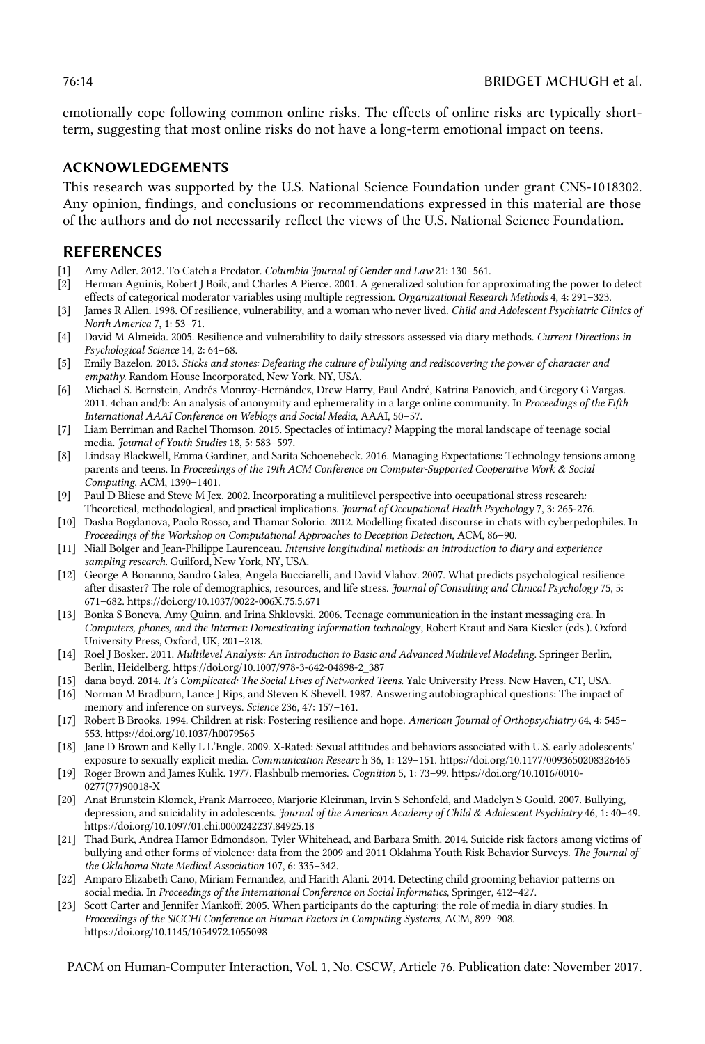emotionally cope following common online risks. The effects of online risks are typically short-term, suggesting that most online risks do not have a long-term emotional impact on teens.

## ACKNOWLEDGEMENTS

This research was supported by the U.S. National Science Foundation under grant CNS-1018302. Any opinion, findings, and conclusions or recommendations expressed in this material are those of the authors and do not necessarily reflect the views of the U.S. National Science Foundation.

## REFERENCES

[1] Amy Adler. 2012. To Catch a Predator. *Columbia Journal of Gender and Law* 21: 130–561.

[2] Herman Aguinis, Robert J Boik, and Charles A Pierce. 2001. A generalized solution for approximating the power to detect effects of categorical moderator variables using multiple regression. *Organizational Research Methods* 4, 4: 291–323.

[3] James R Allen. 1998. Of resilience, vulnerability, and a woman who never lived. *Child and Adolescent Psychiatric Clinics of North America* 7, 1: 53–71.

[4] David M Almeida. 2005. Resilience and vulnerability to daily stressors assessed via diary methods. *Current Directions in Psychological Science* 14, 2: 64–68.

[5] Emily Bazelon. 2013. *Sticks and stones: Defeating the culture of bullying and rediscovering the power of character and empathy*. Random House Incorporated, New York, NY, USA.

[6] Michael S. Bernstein, Andrés Monroy-Hernández, Drew Harry, Paul André, Katrina Panovich, and Gregory G Vargas. 2011. 4chan and/b: An analysis of anonymity and ephemerality in a large online community. In *Proceedings of the Fifth International AAAI Conference on Weblogs and Social Media*, AAAI, 50–57.

[7] Liam Berriman and Rachel Thomson. 2015. Spectacles of intimacy? Mapping the moral landscape of teenage social media. *Journal of Youth Studies* 18, 5: 583–597.

[8] Lindsay Blackwell, Emma Gardiner, and Sarita Schoenebeck. 2016. Managing Expectations: Technology tensions among parents and teens. In *Proceedings of the 19th ACM Conference on Computer-Supported Cooperative Work & Social Computing*, ACM, 1390–1401.

[9] Paul D Bliese and Steve M Jex. 2002. Incorporating a mulitilevel perspective into occupational stress research: Theoretical, methodological, and practical implications. *Journal of Occupational Health Psychology* 7, 3: 265-276.

[10] Dasha Bogdanova, Paolo Rosso, and Thamar Solorio. 2012. Modelling fixated discourse in chats with cyberpedophiles. In *Proceedings of the Workshop on Computational Approaches to Deception Detection*, ACM, 86–90.

[11] Niall Bolger and Jean-Philippe Laurenceau. *Intensive longitudinal methods: an introduction to diary and experience sampling research*. Guilford, New York, NY, USA.

[12] George A Bonanno, Sandro Galea, Angela Bucciarelli, and David Vlahov. 2007. What predicts psychological resilience after disaster? The role of demographics, resources, and life stress. *Journal of Consulting and Clinical Psychology* 75, 5: 671–682. https://doi.org/10.1037/0022-006X.75.5.671

[13] Bonka S Boneva, Amy Quinn, and Irina Shklovski. 2006. Teenage communication in the instant messaging era. In *Computers, phones, and the Internet: Domesticating information technology*, Robert Kraut and Sara Kiesler (eds.). Oxford University Press, Oxford, UK, 201–218.

[14] Roel J Bosker. 2011. *Multilevel Analysis: An Introduction to Basic and Advanced Multilevel Modeling*. Springer Berlin, Berlin, Heidelberg. https://doi.org/10.1007/978-3-642-04898-2_387

[15] dana boyd. 2014. *It's Complicated: The Social Lives of Networked Teens*. Yale University Press. New Haven, CT, USA.

[16] Norman M Bradburn, Lance J Rips, and Steven K Shevell. 1987. Answering autobiographical questions: The impact of memory and inference on surveys. *Science* 236, 47: 157–161.

[17] Robert B Brooks. 1994. Children at risk: Fostering resilience and hope. *American Journal of Orthopsychiatry* 64, 4: 545–553. https://doi.org/10.1037/h0079565

[18] Jane D Brown and Kelly L L'Engle. 2009. X-Rated: Sexual attitudes and behaviors associated with U.S. early adolescents' exposure to sexually explicit media. *Communication Researc* h 36, 1: 129–151. https://doi.org/10.1177/0093650208326465

[19] Roger Brown and James Kulik. 1977. Flashbulb memories. *Cognition* 5, 1: 73–99. https://doi.org/10.1016/0010-0277(77)90018-X

[20] Anat Brunstein Klomek, Frank Marrocco, Marjorie Kleinman, Irvin S Schonfeld, and Madelyn S Gould. 2007. Bullying, depression, and suicidality in adolescents. *Journal of the American Academy of Child & Adolescent Psychiatry* 46, 1: 40–49. https://doi.org/10.1097/01.chi.0000242237.84925.18

[21] Thad Burk, Andrea Hamor Edmondson, Tyler Whitehead, and Barbara Smith. 2014. Suicide risk factors among victims of bullying and other forms of violence: data from the 2009 and 2011 Oklahma Youth Risk Behavior Surveys. *The Journal of the Oklahoma State Medical Association* 107, 6: 335–342.

[22] Amparo Elizabeth Cano, Miriam Fernandez, and Harith Alani. 2014. Detecting child grooming behavior patterns on social media. In *Proceedings of the International Conference on Social Informatics*, Springer, 412–427.

[23] Scott Carter and Jennifer Mankoff. 2005. When participants do the capturing: the role of media in diary studies. In *Proceedings of the SIGCHI Conference on Human Factors in Computing Systems*, ACM, 899–908. https://doi.org/10.1145/1054972.1055098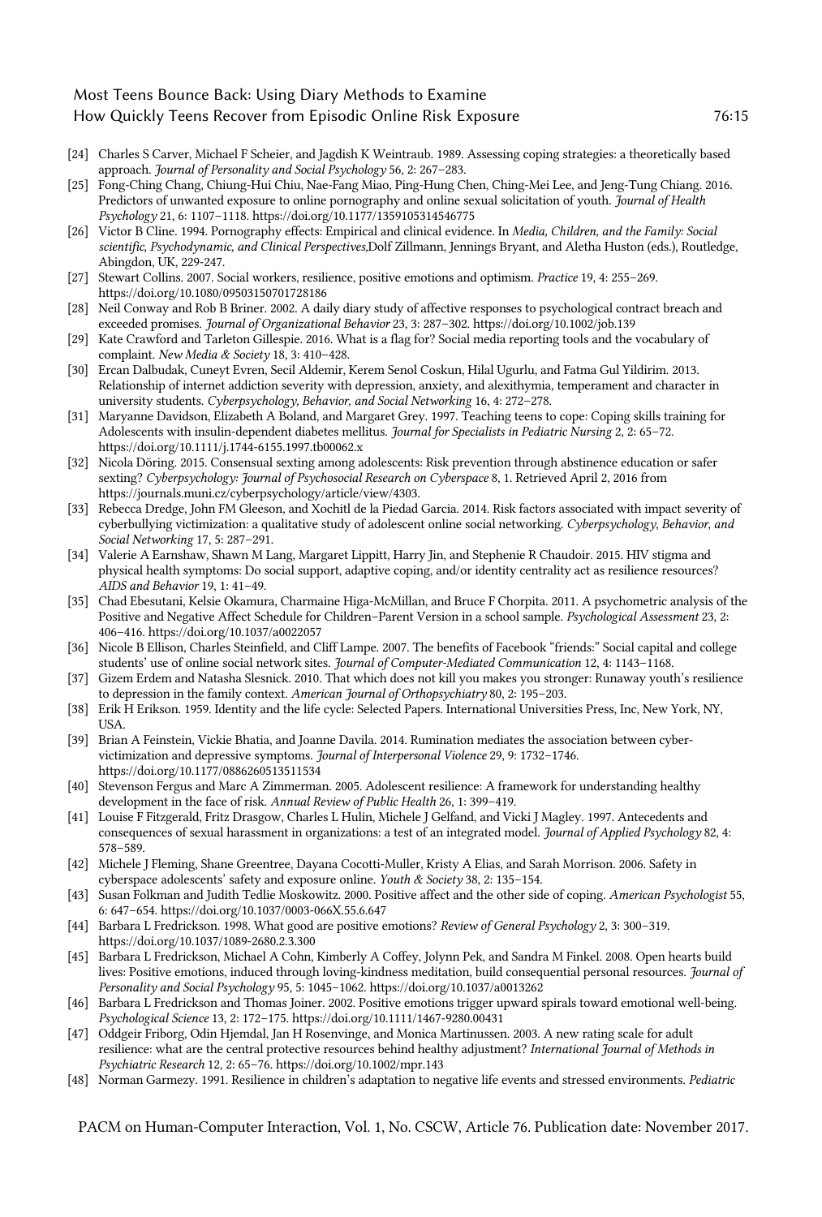[24] Charles S Carver, Michael F Scheier, and Jagdish K Weintraub. 1989. Assessing coping strategies: a theoretically based approach. *Journal of Personality and Social Psychology* 56, 2: 267–283.

[25] Fong-Ching Chang, Chiung-Hui Chiu, Nae-Fang Miao, Ping-Hung Chen, Ching-Mei Lee, and Jeng-Tung Chiang. 2016. Predictors of unwanted exposure to online pornography and online sexual solicitation of youth. *Journal of Health Psychology* 21, 6: 1107–1118. https://doi.org/10.1177/1359105314546775

[26] Victor B Cline. 1994. Pornography effects: Empirical and clinical evidence. In *Media, Children, and the Family: Social scientific, Psychodynamic, and Clinical Perspectives*,Dolf Zillmann, Jennings Bryant, and Aletha Huston (eds.), Routledge, Abingdon, UK, 229-247.

[27] Stewart Collins. 2007. Social workers, resilience, positive emotions and optimism. *Practice* 19, 4: 255–269. https://doi.org/10.1080/09503150701728186

[28] Neil Conway and Rob B Briner. 2002. A daily diary study of affective responses to psychological contract breach and exceeded promises. *Journal of Organizational Behavior* 23, 3: 287–302. https://doi.org/10.1002/job.139

[29] Kate Crawford and Tarleton Gillespie. 2016. What is a flag for? Social media reporting tools and the vocabulary of complaint. *New Media & Society* 18, 3: 410–428.

[30] Ercan Dalbudak, Cuneyt Evren, Secil Aldemir, Kerem Senol Coskun, Hilal Ugurlu, and Fatma Gul Yildirim. 2013. Relationship of internet addiction severity with depression, anxiety, and alexithymia, temperament and character in university students. *Cyberpsychology, Behavior, and Social Networking* 16, 4: 272–278.

[31] Maryanne Davidson, Elizabeth A Boland, and Margaret Grey. 1997. Teaching teens to cope: Coping skills training for Adolescents with insulin-dependent diabetes mellitus. *Journal for Specialists in Pediatric Nursing* 2, 2: 65–72. https://doi.org/10.1111/j.1744-6155.1997.tb00062.x

[32] Nicola Döring. 2015. Consensual sexting among adolescents: Risk prevention through abstinence education or safer sexting? *Cyberpsychology: Journal of Psychosocial Research on Cyberspace* 8, 1. Retrieved April 2, 2016 from https://journals.muni.cz/cyberpsychology/article/view/4303.

[33] Rebecca Dredge, John FM Gleeson, and Xochitl de la Piedad Garcia. 2014. Risk factors associated with impact severity of cyberbullying victimization: a qualitative study of adolescent online social networking. *Cyberpsychology, Behavior, and Social Networking* 17, 5: 287–291.

[34] Valerie A Earnshaw, Shawn M Lang, Margaret Lippitt, Harry Jin, and Stephenie R Chaudoir. 2015. HIV stigma and physical health symptoms: Do social support, adaptive coping, and/or identity centrality act as resilience resources? *AIDS and Behavior* 19, 1: 41–49.

[35] Chad Ebesutani, Kelsie Okamura, Charmaine Higa-McMillan, and Bruce F Chorpita. 2011. A psychometric analysis of the Positive and Negative Affect Schedule for Children–Parent Version in a school sample. *Psychological Assessment* 23, 2: 406–416. https://doi.org/10.1037/a0022057

[36] Nicole B Ellison, Charles Steinfield, and Cliff Lampe. 2007. The benefits of Facebook "friends:" Social capital and college students' use of online social network sites. *Journal of Computer-Mediated Communication* 12, 4: 1143–1168.

[37] Gizem Erdem and Natasha Slesnick. 2010. That which does not kill you makes you stronger: Runaway youth's resilience to depression in the family context. *American Journal of Orthopsychiatry* 80, 2: 195–203.

[38] Erik H Erikson. 1959. Identity and the life cycle: Selected Papers. International Universities Press, Inc, New York, NY, USA.

[39] Brian A Feinstein, Vickie Bhatia, and Joanne Davila. 2014. Rumination mediates the association between cyber-victimization and depressive symptoms. *Journal of Interpersonal Violence* 29, 9: 1732–1746. https://doi.org/10.1177/0886260513511534

[40] Stevenson Fergus and Marc A Zimmerman. 2005. Adolescent resilience: A framework for understanding healthy development in the face of risk. *Annual Review of Public Health* 26, 1: 399–419.

[41] Louise F Fitzgerald, Fritz Drasgow, Charles L Hulin, Michele J Gelfand, and Vicki J Magley. 1997. Antecedents and consequences of sexual harassment in organizations: a test of an integrated model. *Journal of Applied Psychology* 82, 4: 578–589.

[42] Michele J Fleming, Shane Greentree, Dayana Cocotti-Muller, Kristy A Elias, and Sarah Morrison. 2006. Safety in cyberspace adolescents' safety and exposure online. *Youth & Society* 38, 2: 135–154.

[43] Susan Folkman and Judith Tedlie Moskowitz. 2000. Positive affect and the other side of coping. *American Psychologist* 55, 6: 647–654. https://doi.org/10.1037/0003-066X.55.6.647

[44] Barbara L Fredrickson. 1998. What good are positive emotions? *Review of General Psychology* 2, 3: 300–319. https://doi.org/10.1037/1089-2680.2.3.300

[45] Barbara L Fredrickson, Michael A Cohn, Kimberly A Coffey, Jolynn Pek, and Sandra M Finkel. 2008. Open hearts build lives: Positive emotions, induced through loving-kindness meditation, build consequential personal resources. *Journal of Personality and Social Psychology* 95, 5: 1045–1062. https://doi.org/10.1037/a0013262

[46] Barbara L Fredrickson and Thomas Joiner. 2002. Positive emotions trigger upward spirals toward emotional well-being. *Psychological Science* 13, 2: 172–175. https://doi.org/10.1111/1467-9280.00431

[47] Oddgeir Friborg, Odin Hjemdal, Jan H Rosenvinge, and Monica Martinussen. 2003. A new rating scale for adult resilience: what are the central protective resources behind healthy adjustment? *International Journal of Methods in Psychiatric Research* 12, 2: 65–76. https://doi.org/10.1002/mpr.143

[48] Norman Garmezy. 1991. Resilience in children's adaptation to negative life events and stressed environments. *Pediatric*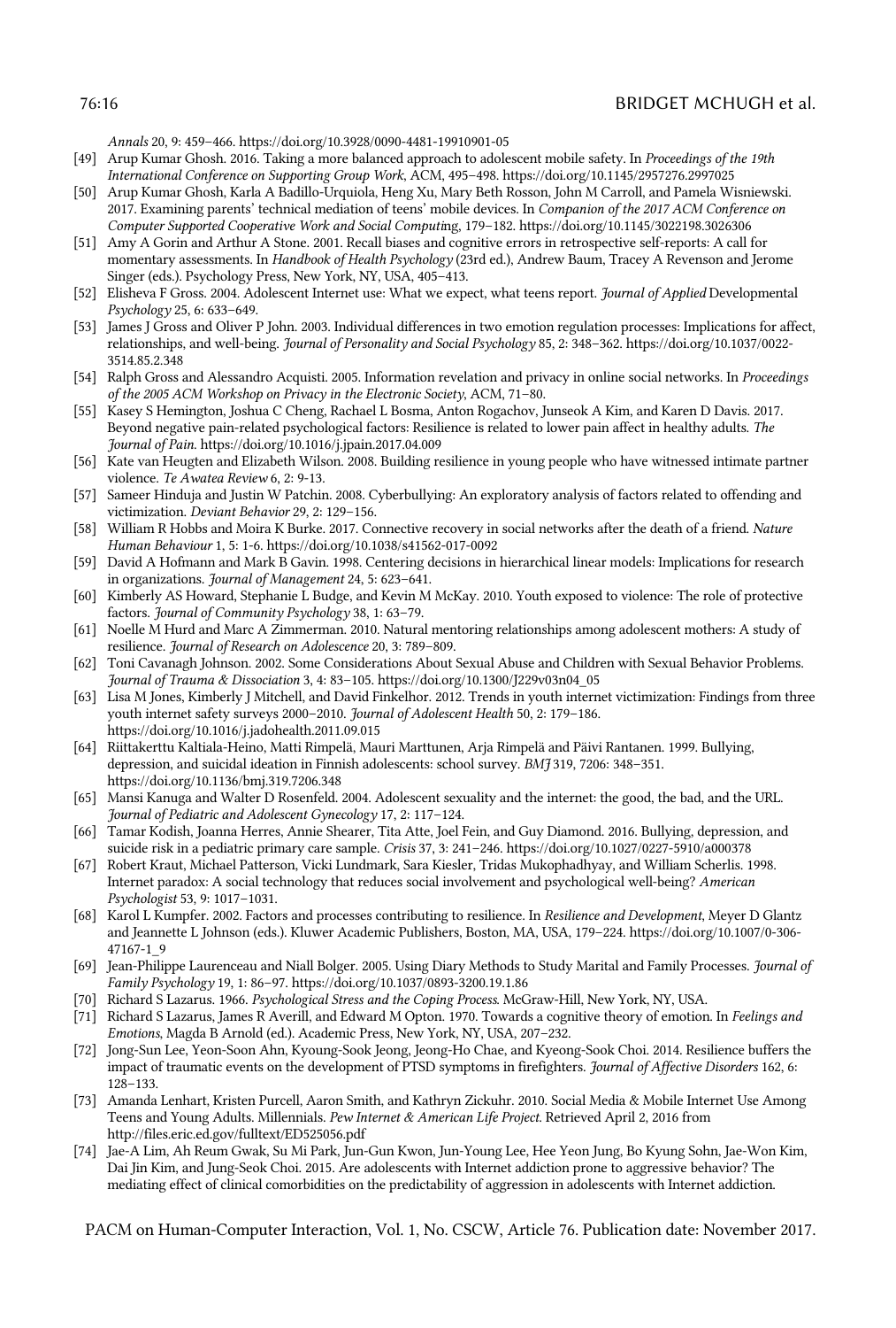*Annals* 20, 9: 459–466. https://doi.org/10.3928/0090-4481-19910901-05

[49] Arup Kumar Ghosh. 2016. Taking a more balanced approach to adolescent mobile safety. In *Proceedings of the 19th International Conference on Supporting Group Work*, ACM, 495–498. https://doi.org/10.1145/2957276.2997025

[50] Arup Kumar Ghosh, Karla A Badillo-Urquiola, Heng Xu, Mary Beth Rosson, John M Carroll, and Pamela Wisniewski. 2017. Examining parents' technical mediation of teens' mobile devices. In *Companion of the 2017 ACM Conference on Computer Supported Cooperative Work and Social Computing*, 179–182. https://doi.org/10.1145/3022198.3026306

[51] Amy A Gorin and Arthur A Stone. 2001. Recall biases and cognitive errors in retrospective self-reports: A call for momentary assessments. In *Handbook of Health Psychology* (23rd ed.), Andrew Baum, Tracey A Revenson and Jerome Singer (eds.). Psychology Press, New York, NY, USA, 405–413.

[52] Elisheva F Gross. 2004. Adolescent Internet use: What we expect, what teens report. *Journal of Applied* Developmental *Psychology* 25, 6: 633–649.

[53] James J Gross and Oliver P John. 2003. Individual differences in two emotion regulation processes: Implications for affect, relationships, and well-being. *Journal of Personality and Social Psychology* 85, 2: 348–362. https://doi.org/10.1037/0022-3514.85.2.348

[54] Ralph Gross and Alessandro Acquisti. 2005. Information revelation and privacy in online social networks. In *Proceedings of the 2005 ACM Workshop on Privacy in the Electronic Society*, ACM, 71–80.

[55] Kasey S Hemington, Joshua C Cheng, Rachael L Bosma, Anton Rogachov, Junseok A Kim, and Karen D Davis. 2017. Beyond negative pain-related psychological factors: Resilience is related to lower pain affect in healthy adults. *The Journal of Pain*. https://doi.org/10.1016/j.jpain.2017.04.009

[56] Kate van Heugten and Elizabeth Wilson. 2008. Building resilience in young people who have witnessed intimate partner violence. *Te Awatea Review* 6, 2: 9-13.

[57] Sameer Hinduja and Justin W Patchin. 2008. Cyberbullying: An exploratory analysis of factors related to offending and victimization. *Deviant Behavior* 29, 2: 129–156.

[58] William R Hobbs and Moira K Burke. 2017. Connective recovery in social networks after the death of a friend. *Nature Human Behaviour* 1, 5: 1-6. https://doi.org/10.1038/s41562-017-0092

[59] David A Hofmann and Mark B Gavin. 1998. Centering decisions in hierarchical linear models: Implications for research in organizations. *Journal of Management* 24, 5: 623–641.

[60] Kimberly AS Howard, Stephanie L Budge, and Kevin M McKay. 2010. Youth exposed to violence: The role of protective factors. *Journal of Community Psychology* 38, 1: 63–79.

[61] Noelle M Hurd and Marc A Zimmerman. 2010. Natural mentoring relationships among adolescent mothers: A study of resilience. *Journal of Research on Adolescence* 20, 3: 789–809.

[62] Toni Cavanagh Johnson. 2002. Some Considerations About Sexual Abuse and Children with Sexual Behavior Problems. *Journal of Trauma & Dissociation* 3, 4: 83–105. https://doi.org/10.1300/J229v03n04_05

[63] Lisa M Jones, Kimberly J Mitchell, and David Finkelhor. 2012. Trends in youth internet victimization: Findings from three youth internet safety surveys 2000–2010. *Journal of Adolescent Health* 50, 2: 179–186. https://doi.org/10.1016/j.jadohealth.2011.09.015

[64] Riittakerttu Kaltiala-Heino, Matti Rimpelä, Mauri Marttunen, Arja Rimpelä and Päivi Rantanen. 1999. Bullying, depression, and suicidal ideation in Finnish adolescents: school survey. *BMJ* 319, 7206: 348–351. https://doi.org/10.1136/bmj.319.7206.348

[65] Mansi Kanuga and Walter D Rosenfeld. 2004. Adolescent sexuality and the internet: the good, the bad, and the URL. *Journal of Pediatric and Adolescent Gynecology* 17, 2: 117–124.

[66] Tamar Kodish, Joanna Herres, Annie Shearer, Tita Atte, Joel Fein, and Guy Diamond. 2016. Bullying, depression, and suicide risk in a pediatric primary care sample. *Crisis* 37, 3: 241–246. https://doi.org/10.1027/0227-5910/a000378

[67] Robert Kraut, Michael Patterson, Vicki Lundmark, Sara Kiesler, Tridas Mukophadhyay, and William Scherlis. 1998. Internet paradox: A social technology that reduces social involvement and psychological well-being? *American Psychologist* 53, 9: 1017–1031.

[68] Karol L Kumpfer. 2002. Factors and processes contributing to resilience. In *Resilience and Development*, Meyer D Glantz and Jeannette L Johnson (eds.). Kluwer Academic Publishers, Boston, MA, USA, 179–224. https://doi.org/10.1007/0-306-47167-1_9

[69] Jean-Philippe Laurenceau and Niall Bolger. 2005. Using Diary Methods to Study Marital and Family Processes. *Journal of Family Psychology* 19, 1: 86–97. https://doi.org/10.1037/0893-3200.19.1.86

[70] Richard S Lazarus. 1966. *Psychological Stress and the Coping Process*. McGraw-Hill, New York, NY, USA.

[71] Richard S Lazarus, James R Averill, and Edward M Opton. 1970. Towards a cognitive theory of emotion. In *Feelings and Emotions*, Magda B Arnold (ed.). Academic Press, New York, NY, USA, 207–232.

[72] Jong-Sun Lee, Yeon-Soon Ahn, Kyoung-Sook Jeong, Jeong-Ho Chae, and Kyeong-Sook Choi. 2014. Resilience buffers the impact of traumatic events on the development of PTSD symptoms in firefighters. *Journal of Affective Disorders* 162, 6: 128–133.

[73] Amanda Lenhart, Kristen Purcell, Aaron Smith, and Kathryn Zickuhr. 2010. Social Media & Mobile Internet Use Among Teens and Young Adults. Millennials. *Pew Internet & American Life Project*. Retrieved April 2, 2016 from http://files.eric.ed.gov/fulltext/ED525056.pdf

[74] Jae-A Lim, Ah Reum Gwak, Su Mi Park, Jun-Gun Kwon, Jun-Young Lee, Hee Yeon Jung, Bo Kyung Sohn, Jae-Won Kim, Dai Jin Kim, and Jung-Seok Choi. 2015. Are adolescents with Internet addiction prone to aggressive behavior? The mediating effect of clinical comorbidities on the predictability of aggression in adolescents with Internet addiction.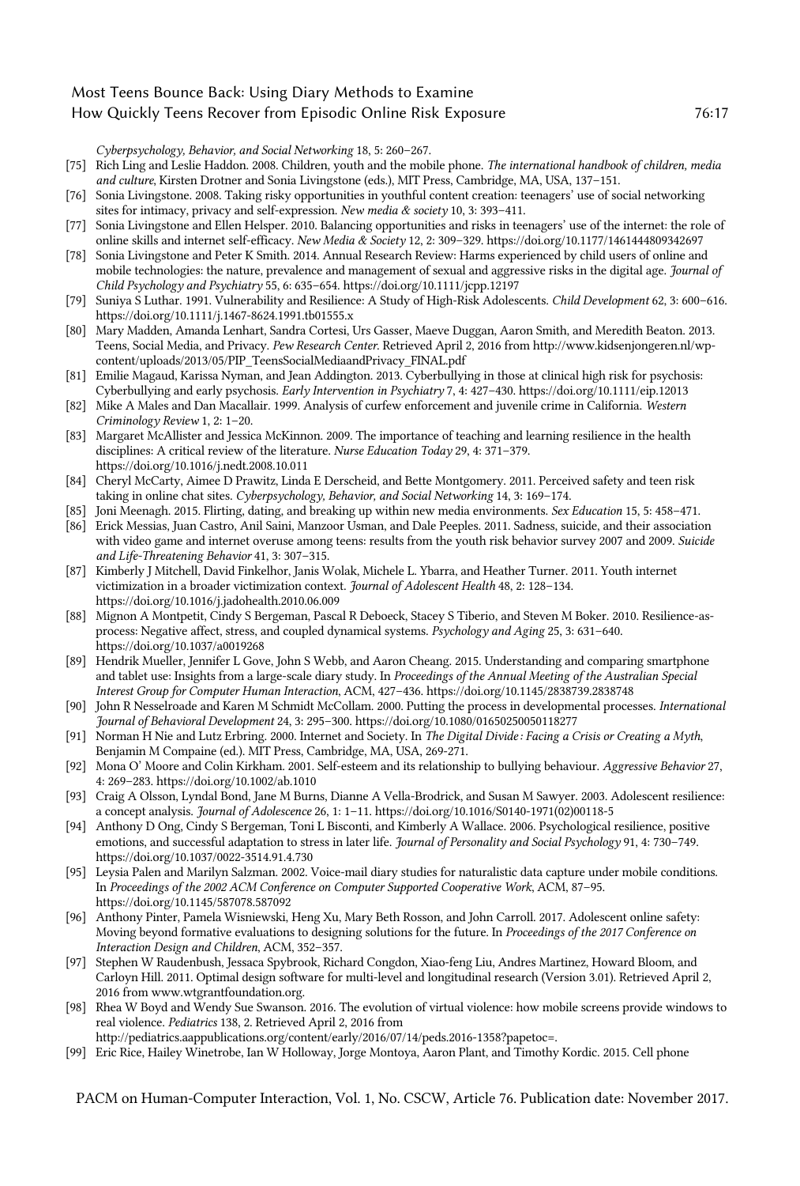*Cyberpsychology, Behavior, and Social Networking* 18, 5: 260–267.

[75] Rich Ling and Leslie Haddon. 2008. Children, youth and the mobile phone. *The international handbook of children, media and culture*, Kirsten Drotner and Sonia Livingstone (eds.), MIT Press, Cambridge, MA, USA, 137–151.

[76] Sonia Livingstone. 2008. Taking risky opportunities in youthful content creation: teenagers' use of social networking sites for intimacy, privacy and self-expression. *New media & society* 10, 3: 393–411.

[77] Sonia Livingstone and Ellen Helsper. 2010. Balancing opportunities and risks in teenagers' use of the internet: the role of online skills and internet self-efficacy. *New Media & Society* 12, 2: 309–329. https://doi.org/10.1177/1461444809342697

[78] Sonia Livingstone and Peter K Smith. 2014. Annual Research Review: Harms experienced by child users of online and mobile technologies: the nature, prevalence and management of sexual and aggressive risks in the digital age. *Journal of Child Psychology and Psychiatry* 55, 6: 635–654. https://doi.org/10.1111/jcpp.12197

[79] Suniya S Luthar. 1991. Vulnerability and Resilience: A Study of High-Risk Adolescents. *Child Development* 62, 3: 600–616. https://doi.org/10.1111/j.1467-8624.1991.tb01555.x

[80] Mary Madden, Amanda Lenhart, Sandra Cortesi, Urs Gasser, Maeve Duggan, Aaron Smith, and Meredith Beaton. 2013. Teens, Social Media, and Privacy. *Pew Research Center*. Retrieved April 2, 2016 from http://www.kidsenjongeren.nl/wp-content/uploads/2013/05/PIP_TeensSocialMediaandPrivacy_FINAL.pdf

[81] Emilie Magaud, Karissa Nyman, and Jean Addington. 2013. Cyberbullying in those at clinical high risk for psychosis: Cyberbullying and early psychosis. *Early Intervention in Psychiatry* 7, 4: 427–430. https://doi.org/10.1111/eip.12013

[82] Mike A Males and Dan Macallair. 1999. Analysis of curfew enforcement and juvenile crime in California. *Western Criminology Review* 1, 2: 1–20.

[83] Margaret McAllister and Jessica McKinnon. 2009. The importance of teaching and learning resilience in the health disciplines: A critical review of the literature. *Nurse Education Today* 29, 4: 371–379. https://doi.org/10.1016/j.nedt.2008.10.011

[84] Cheryl McCarty, Aimee D Prawitz, Linda E Derscheid, and Bette Montgomery. 2011. Perceived safety and teen risk taking in online chat sites. *Cyberpsychology, Behavior, and Social Networking* 14, 3: 169–174.

[85] Joni Meenagh. 2015. Flirting, dating, and breaking up within new media environments. *Sex Education* 15, 5: 458–471.

[86] Erick Messias, Juan Castro, Anil Saini, Manzoor Usman, and Dale Peeples. 2011. Sadness, suicide, and their association with video game and internet overuse among teens: results from the youth risk behavior survey 2007 and 2009. *Suicide and Life-Threatening Behavior* 41, 3: 307–315.

[87] Kimberly J Mitchell, David Finkelhor, Janis Wolak, Michele L. Ybarra, and Heather Turner. 2011. Youth internet victimization in a broader victimization context. *Journal of Adolescent Health* 48, 2: 128–134. https://doi.org/10.1016/j.jadohealth.2010.06.009

[88] Mignon A Montpetit, Cindy S Bergeman, Pascal R Deboeck, Stacey S Tiberio, and Steven M Boker. 2010. Resilience-as-process: Negative affect, stress, and coupled dynamical systems. *Psychology and Aging* 25, 3: 631–640. https://doi.org/10.1037/a0019268

[89] Hendrik Mueller, Jennifer L Gove, John S Webb, and Aaron Cheang. 2015. Understanding and comparing smartphone and tablet use: Insights from a large-scale diary study. In *Proceedings of the Annual Meeting of the Australian Special Interest Group for Computer Human Interaction*, ACM, 427–436. https://doi.org/10.1145/2838739.2838748

[90] John R Nesselroade and Karen M Schmidt McCollam. 2000. Putting the process in developmental processes. *International Journal of Behavioral Development* 24, 3: 295–300. https://doi.org/10.1080/01650250050118277

[91] Norman H Nie and Lutz Erbring. 2000. Internet and Society. In *The Digital Divide : Facing a Crisis or Creating a Myth*, Benjamin M Compaine (ed.). MIT Press, Cambridge, MA, USA, 269-271.

[92] Mona O' Moore and Colin Kirkham. 2001. Self-esteem and its relationship to bullying behaviour. *Aggressive Behavior* 27, 4: 269–283. https://doi.org/10.1002/ab.1010

[93] Craig A Olsson, Lyndal Bond, Jane M Burns, Dianne A Vella-Brodrick, and Susan M Sawyer. 2003. Adolescent resilience: a concept analysis. *Journal of Adolescence* 26, 1: 1–11. https://doi.org/10.1016/S0140-1971(02)00118-5

[94] Anthony D Ong, Cindy S Bergeman, Toni L Bisconti, and Kimberly A Wallace. 2006. Psychological resilience, positive emotions, and successful adaptation to stress in later life. *Journal of Personality and Social Psychology* 91, 4: 730–749. https://doi.org/10.1037/0022-3514.91.4.730

[95] Leysia Palen and Marilyn Salzman. 2002. Voice-mail diary studies for naturalistic data capture under mobile conditions. In *Proceedings of the 2002 ACM Conference on Computer Supported Cooperative Work*, ACM, 87–95. https://doi.org/10.1145/587078.587092

[96] Anthony Pinter, Pamela Wisniewski, Heng Xu, Mary Beth Rosson, and John Carroll. 2017. Adolescent online safety: Moving beyond formative evaluations to designing solutions for the future. In *Proceedings of the 2017 Conference on Interaction Design and Children*, ACM, 352–357.

[97] Stephen W Raudenbush, Jessaca Spybrook, Richard Congdon, Xiao-feng Liu, Andres Martinez, Howard Bloom, and Carloyn Hill. 2011. Optimal design software for multi-level and longitudinal research (Version 3.01). Retrieved April 2, 2016 from www.wtgrantfoundation.org.

[98] Rhea W Boyd and Wendy Sue Swanson. 2016. The evolution of virtual violence: how mobile screens provide windows to real violence. *Pediatrics* 138, 2. Retrieved April 2, 2016 from http://pediatrics.aappublications.org/content/early/2016/07/14/peds.2016-1358?papetoc=.

[99] Eric Rice, Hailey Winetrobe, Ian W Holloway, Jorge Montoya, Aaron Plant, and Timothy Kordic. 2015. Cell phone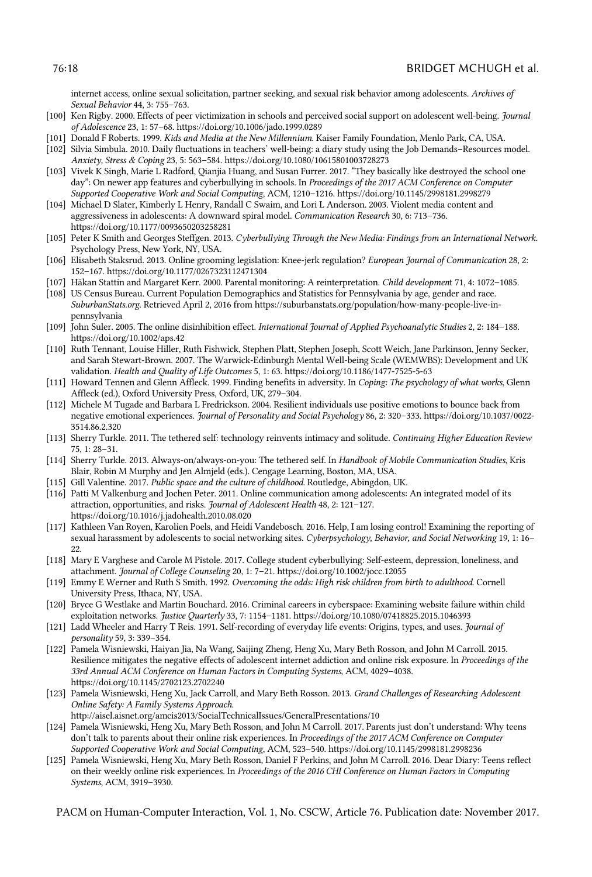internet access, online sexual solicitation, partner seeking, and sexual risk behavior among adolescents. *Archives of Sexual Behavior* 44, 3: 755–763.

[100] Ken Rigby. 2000. Effects of peer victimization in schools and perceived social support on adolescent well-being. *Journal of Adolescence* 23, 1: 57–68. https://doi.org/10.1006/jado.1999.0289

[101] Donald F Roberts. 1999. *Kids and Media at the New Millennium*. Kaiser Family Foundation, Menlo Park, CA, USA.

[102] Silvia Simbula. 2010. Daily fluctuations in teachers' well-being: a diary study using the Job Demands–Resources model. *Anxiety, Stress & Coping* 23, 5: 563–584. https://doi.org/10.1080/10615801003728273

[103] Vivek K Singh, Marie L Radford, Qianjia Huang, and Susan Furrer. 2017. "They basically like destroyed the school one day": On newer app features and cyberbullying in schools. In *Proceedings of the 2017 ACM Conference on Computer Supported Cooperative Work and Social Computing*, ACM, 1210–1216. https://doi.org/10.1145/2998181.2998279

[104] Michael D Slater, Kimberly L Henry, Randall C Swaim, and Lori L Anderson. 2003. Violent media content and aggressiveness in adolescents: A downward spiral model. *Communication Research* 30, 6: 713–736. https://doi.org/10.1177/0093650203258281

[105] Peter K Smith and Georges Steffgen. 2013. *Cyberbullying Through the New Media: Findings from an International Network*. Psychology Press, New York, NY, USA.

[106] Elisabeth Staksrud. 2013. Online grooming legislation: Knee-jerk regulation? *European Journal of Communication* 28, 2: 152–167. https://doi.org/10.1177/0267323112471304

[107] Häkan Stattin and Margaret Kerr. 2000. Parental monitoring: A reinterpretation. *Child development* 71, 4: 1072–1085.

[108] US Census Bureau. Current Population Demographics and Statistics for Pennsylvania by age, gender and race. *SuburbanStats.org*. Retrieved April 2, 2016 from https://suburbanstats.org/population/how-many-people-live-in-pennsylvania

[109] John Suler. 2005. The online disinhibition effect. *International Journal of Applied Psychoanalytic Studies* 2, 2: 184–188. https://doi.org/10.1002/aps.42

[110] Ruth Tennant, Louise Hiller, Ruth Fishwick, Stephen Platt, Stephen Joseph, Scott Weich, Jane Parkinson, Jenny Secker, and Sarah Stewart-Brown. 2007. The Warwick-Edinburgh Mental Well-being Scale (WEMWBS): Development and UK validation. *Health and Quality of Life Outcomes* 5, 1: 63. https://doi.org/10.1186/1477-7525-5-63

[111] Howard Tennen and Glenn Affleck. 1999. Finding benefits in adversity. In *Coping: The psychology of what works*, Glenn Affleck (ed.), Oxford University Press, Oxford, UK, 279–304.

[112] Michele M Tugade and Barbara L Fredrickson. 2004. Resilient individuals use positive emotions to bounce back from negative emotional experiences. *Journal of Personality and Social Psychology* 86, 2: 320–333. https://doi.org/10.1037/0022-3514.86.2.320

[113] Sherry Turkle. 2011. The tethered self: technology reinvents intimacy and solitude. *Continuing Higher Education Review* 75, 1: 28–31.

[114] Sherry Turkle. 2013. Always-on/always-on-you: The tethered self. In *Handbook of Mobile Communication Studies*, Kris Blair, Robin M Murphy and Jen Almjeld (eds.). Cengage Learning, Boston, MA, USA.

[115] Gill Valentine. 2017. *Public space and the culture of childhood*. Routledge, Abingdon, UK.

[116] Patti M Valkenburg and Jochen Peter. 2011. Online communication among adolescents: An integrated model of its attraction, opportunities, and risks. *Journal of Adolescent Health* 48, 2: 121–127. https://doi.org/10.1016/j.jadohealth.2010.08.020

[117] Kathleen Van Royen, Karolien Poels, and Heidi Vandebosch. 2016. Help, I am losing control! Examining the reporting of sexual harassment by adolescents to social networking sites. *Cyberpsychology, Behavior, and Social Networking* 19, 1: 16–22.

[118] Mary E Varghese and Carole M Pistole. 2017. College student cyberbullying: Self-esteem, depression, loneliness, and attachment. *Journal of College Counseling* 20, 1: 7–21. https://doi.org/10.1002/jocc.12055

[119] Emmy E Werner and Ruth S Smith. 1992. *Overcoming the odds: High risk children from birth to adulthood*. Cornell University Press, Ithaca, NY, USA.

[120] Bryce G Westlake and Martin Bouchard. 2016. Criminal careers in cyberspace: Examining website failure within child exploitation networks. *Justice Quarterly* 33, 7: 1154–1181. https://doi.org/10.1080/07418825.2015.1046393

[121] Ladd Wheeler and Harry T Reis. 1991. Self-recording of everyday life events: Origins, types, and uses. *Journal of personality* 59, 3: 339–354.

[122] Pamela Wisniewski, Haiyan Jia, Na Wang, Saijing Zheng, Heng Xu, Mary Beth Rosson, and John M Carroll. 2015. Resilience mitigates the negative effects of adolescent internet addiction and online risk exposure. In *Proceedings of the 33rd Annual ACM Conference on Human Factors in Computing Systems*, ACM, 4029–4038. https://doi.org/10.1145/2702123.2702240

[123] Pamela Wisniewski, Heng Xu, Jack Carroll, and Mary Beth Rosson. 2013. *Grand Challenges of Researching Adolescent Online Safety: A Family Systems Approach*. http://aisel.aisnet.org/amcis2013/SocialTechnicalIssues/GeneralPresentations/10

[124] Pamela Wisniewski, Heng Xu, Mary Beth Rosson, and John M Carroll. 2017. Parents just don't understand: Why teens don't talk to parents about their online risk experiences. In *Proceedings of the 2017 ACM Conference on Computer Supported Cooperative Work and Social Computing*, ACM, 523–540. https://doi.org/10.1145/2998181.2998236

[125] Pamela Wisniewski, Heng Xu, Mary Beth Rosson, Daniel F Perkins, and John M Carroll. 2016. Dear Diary: Teens reflect on their weekly online risk experiences. In *Proceedings of the 2016 CHI Conference on Human Factors in Computing Systems*, ACM, 3919–3930.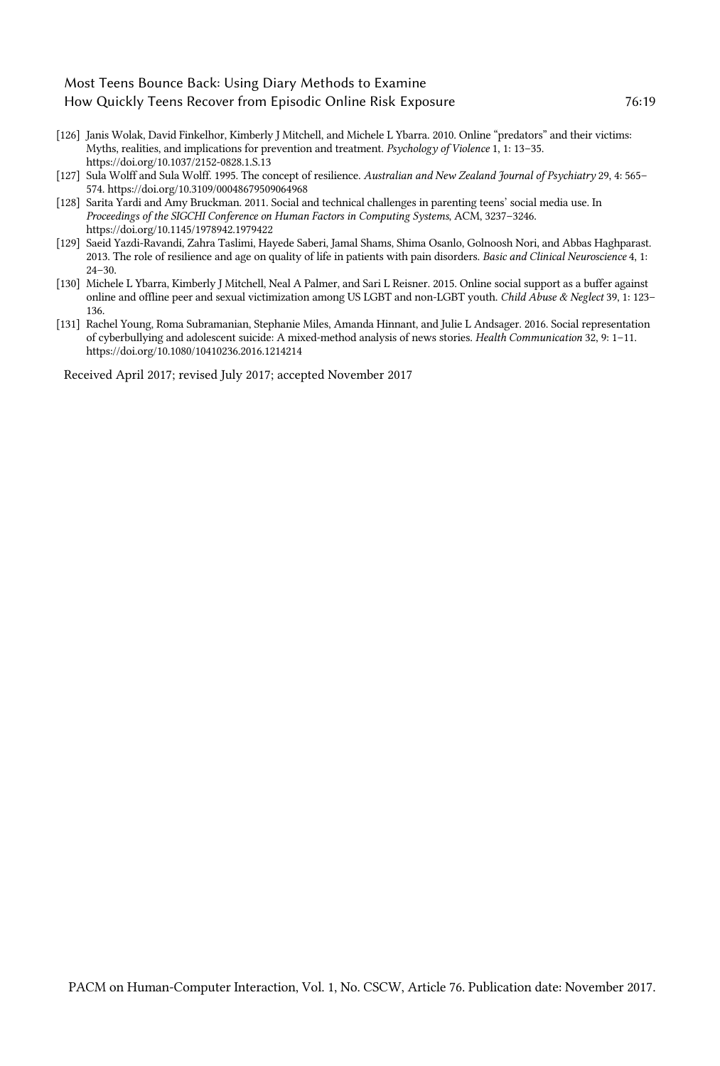[126] Janis Wolak, David Finkelhor, Kimberly J Mitchell, and Michele L Ybarra. 2010. Online "predators" and their victims: Myths, realities, and implications for prevention and treatment. *Psychology of Violence* 1, 1: 13–35. https://doi.org/10.1037/2152-0828.1.S.13

[127] Sula Wolff and Sula Wolff. 1995. The concept of resilience. *Australian and New Zealand Journal of Psychiatry* 29, 4: 565–574. https://doi.org/10.3109/00048679509064968

[128] Sarita Yardi and Amy Bruckman. 2011. Social and technical challenges in parenting teens' social media use. In *Proceedings of the SIGCHI Conference on Human Factors in Computing Systems*, ACM, 3237–3246. https://doi.org/10.1145/1978942.1979422

[129] Saeid Yazdi-Ravandi, Zahra Taslimi, Hayede Saberi, Jamal Shams, Shima Osanlo, Golnoosh Nori, and Abbas Haghparast. 2013. The role of resilience and age on quality of life in patients with pain disorders. *Basic and Clinical Neuroscience* 4, 1: 24–30.

[130] Michele L Ybarra, Kimberly J Mitchell, Neal A Palmer, and Sari L Reisner. 2015. Online social support as a buffer against online and offline peer and sexual victimization among US LGBT and non-LGBT youth. *Child Abuse & Neglect* 39, 1: 123–136.

[131] Rachel Young, Roma Subramanian, Stephanie Miles, Amanda Hinnant, and Julie L Andsager. 2016. Social representation of cyberbullying and adolescent suicide: A mixed-method analysis of news stories. *Health Communication* 32, 9: 1–11. https://doi.org/10.1080/10410236.2016.1214214

Received April 2017; revised July 2017; accepted November 2017